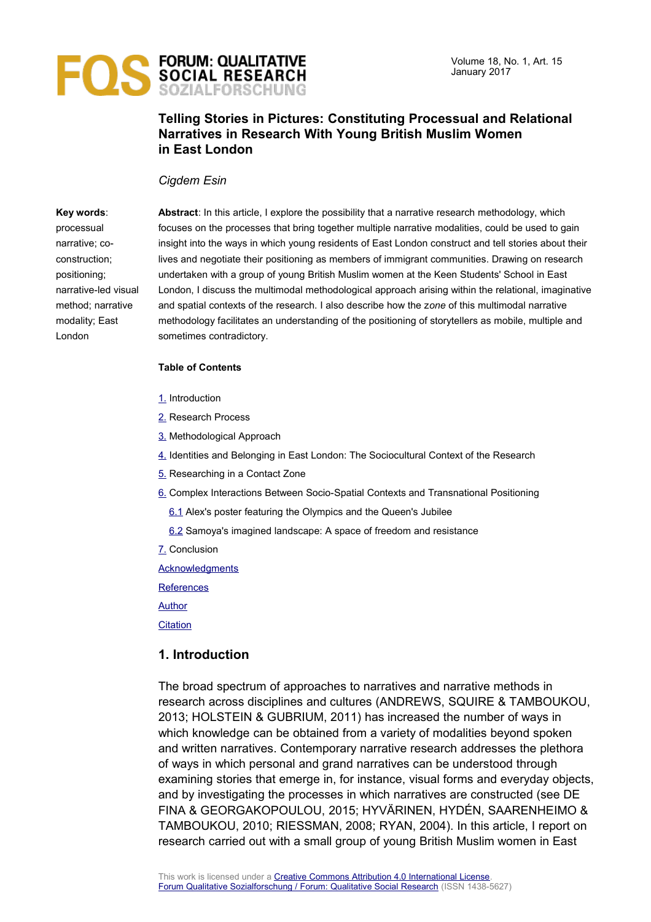FQS FORUM: QUALITATIVE SOCIAL RESEARCH SOZIALFORSCHUNG

Volume 18, No. 1, Art. 15
January 2017

# Telling Stories in Pictures: Constituting Processual and Relational Narratives in Research With Young British Muslim Women in East London

*Cigdem Esin*

**Key words**: processual narrative; co-construction; positioning; narrative-led visual method; narrative modality; East London

**Abstract**: In this article, I explore the possibility that a narrative research methodology, which focuses on the processes that bring together multiple narrative modalities, could be used to gain insight into the ways in which young residents of East London construct and tell stories about their lives and negotiate their positioning as members of immigrant communities. Drawing on research undertaken with a group of young British Muslim women at the Keen Students' School in East London, I discuss the multimodal methodological approach arising within the relational, imaginative and spatial contexts of the research. I also describe how the z*one* of this multimodal narrative methodology facilitates an understanding of the positioning of storytellers as mobile, multiple and sometimes contradictory.

**Table of Contents**

1. Introduction
2. Research Process
3. Methodological Approach
4. Identities and Belonging in East London: The Sociocultural Context of the Research
5. Researching in a Contact Zone
6. Complex Interactions Between Socio-Spatial Contexts and Transnational Positioning
   - 6.1 Alex's poster featuring the Olympics and the Queen's Jubilee
   - 6.2 Samoya's imagined landscape: A space of freedom and resistance
7. Conclusion

Acknowledgments

References

Author

Citation

## 1. Introduction

The broad spectrum of approaches to narratives and narrative methods in research across disciplines and cultures (ANDREWS, SQUIRE & TAMBOUKOU, 2013; HOLSTEIN & GUBRIUM, 2011) has increased the number of ways in which knowledge can be obtained from a variety of modalities beyond spoken and written narratives. Contemporary narrative research addresses the plethora of ways in which personal and grand narratives can be understood through examining stories that emerge in, for instance, visual forms and everyday objects, and by investigating the processes in which narratives are constructed (see DE FINA & GEORGAKOPOULOU, 2015; HYVÄRINEN, HYDÉN, SAARENHEIMO & TAMBOUKOU, 2010; RIESSMAN, 2008; RYAN, 2004). In this article, I report on research carried out with a small group of young British Muslim women in East

This work is licensed under a Creative Commons Attribution 4.0 International License.
Forum Qualitative Sozialforschung / Forum: Qualitative Social Research (ISSN 1438-5627)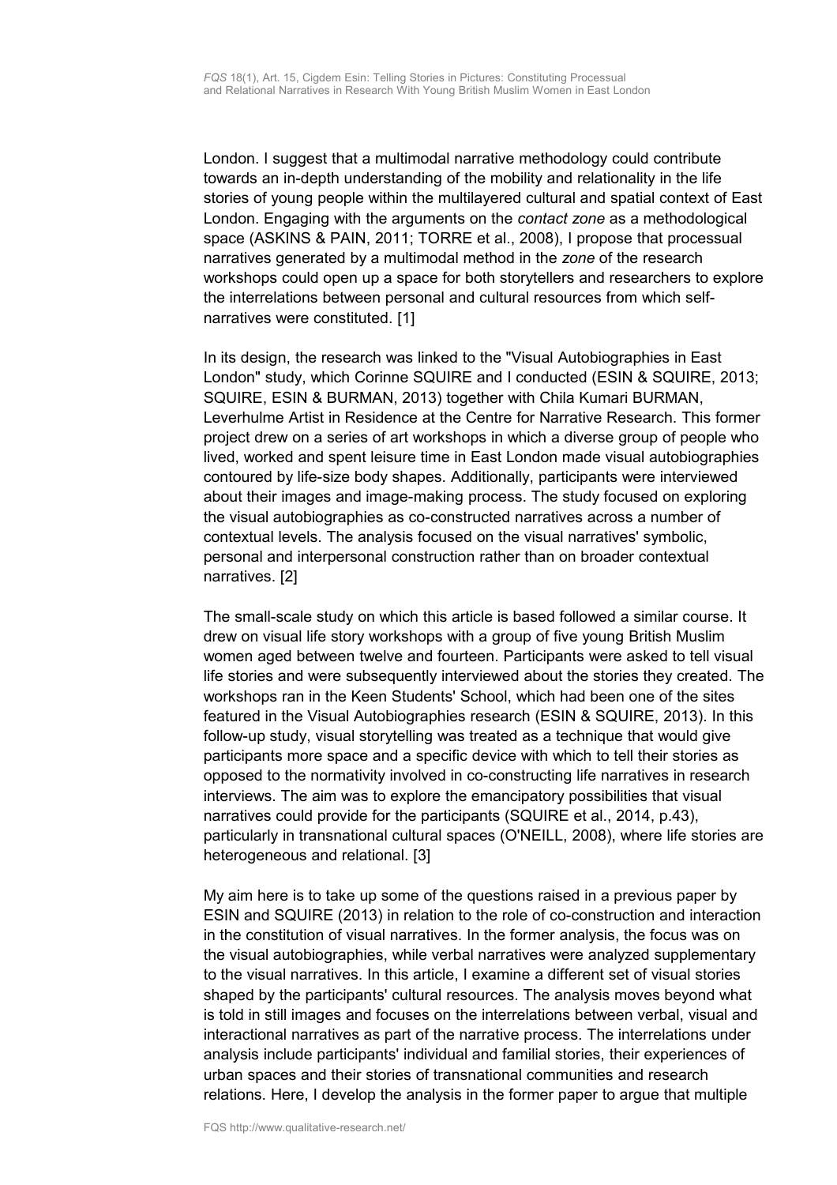London. I suggest that a multimodal narrative methodology could contribute towards an in-depth understanding of the mobility and relationality in the life stories of young people within the multilayered cultural and spatial context of East London. Engaging with the arguments on the *contact zone* as a methodological space (ASKINS & PAIN, 2011; TORRE et al., 2008), I propose that processual narratives generated by a multimodal method in the *zone* of the research workshops could open up a space for both storytellers and researchers to explore the interrelations between personal and cultural resources from which self-narratives were constituted. [1]

In its design, the research was linked to the "Visual Autobiographies in East London" study, which Corinne SQUIRE and I conducted (ESIN & SQUIRE, 2013; SQUIRE, ESIN & BURMAN, 2013) together with Chila Kumari BURMAN, Leverhulme Artist in Residence at the Centre for Narrative Research. This former project drew on a series of art workshops in which a diverse group of people who lived, worked and spent leisure time in East London made visual autobiographies contoured by life-size body shapes. Additionally, participants were interviewed about their images and image-making process. The study focused on exploring the visual autobiographies as co-constructed narratives across a number of contextual levels. The analysis focused on the visual narratives' symbolic, personal and interpersonal construction rather than on broader contextual narratives. [2]

The small-scale study on which this article is based followed a similar course. It drew on visual life story workshops with a group of five young British Muslim women aged between twelve and fourteen. Participants were asked to tell visual life stories and were subsequently interviewed about the stories they created. The workshops ran in the Keen Students' School, which had been one of the sites featured in the Visual Autobiographies research (ESIN & SQUIRE, 2013). In this follow-up study, visual storytelling was treated as a technique that would give participants more space and a specific device with which to tell their stories as opposed to the normativity involved in co-constructing life narratives in research interviews. The aim was to explore the emancipatory possibilities that visual narratives could provide for the participants (SQUIRE et al., 2014, p.43), particularly in transnational cultural spaces (O'NEILL, 2008), where life stories are heterogeneous and relational. [3]

My aim here is to take up some of the questions raised in a previous paper by ESIN and SQUIRE (2013) in relation to the role of co-construction and interaction in the constitution of visual narratives. In the former analysis, the focus was on the visual autobiographies, while verbal narratives were analyzed supplementary to the visual narratives. In this article, I examine a different set of visual stories shaped by the participants' cultural resources. The analysis moves beyond what is told in still images and focuses on the interrelations between verbal, visual and interactional narratives as part of the narrative process. The interrelations under analysis include participants' individual and familial stories, their experiences of urban spaces and their stories of transnational communities and research relations. Here, I develop the analysis in the former paper to argue that multiple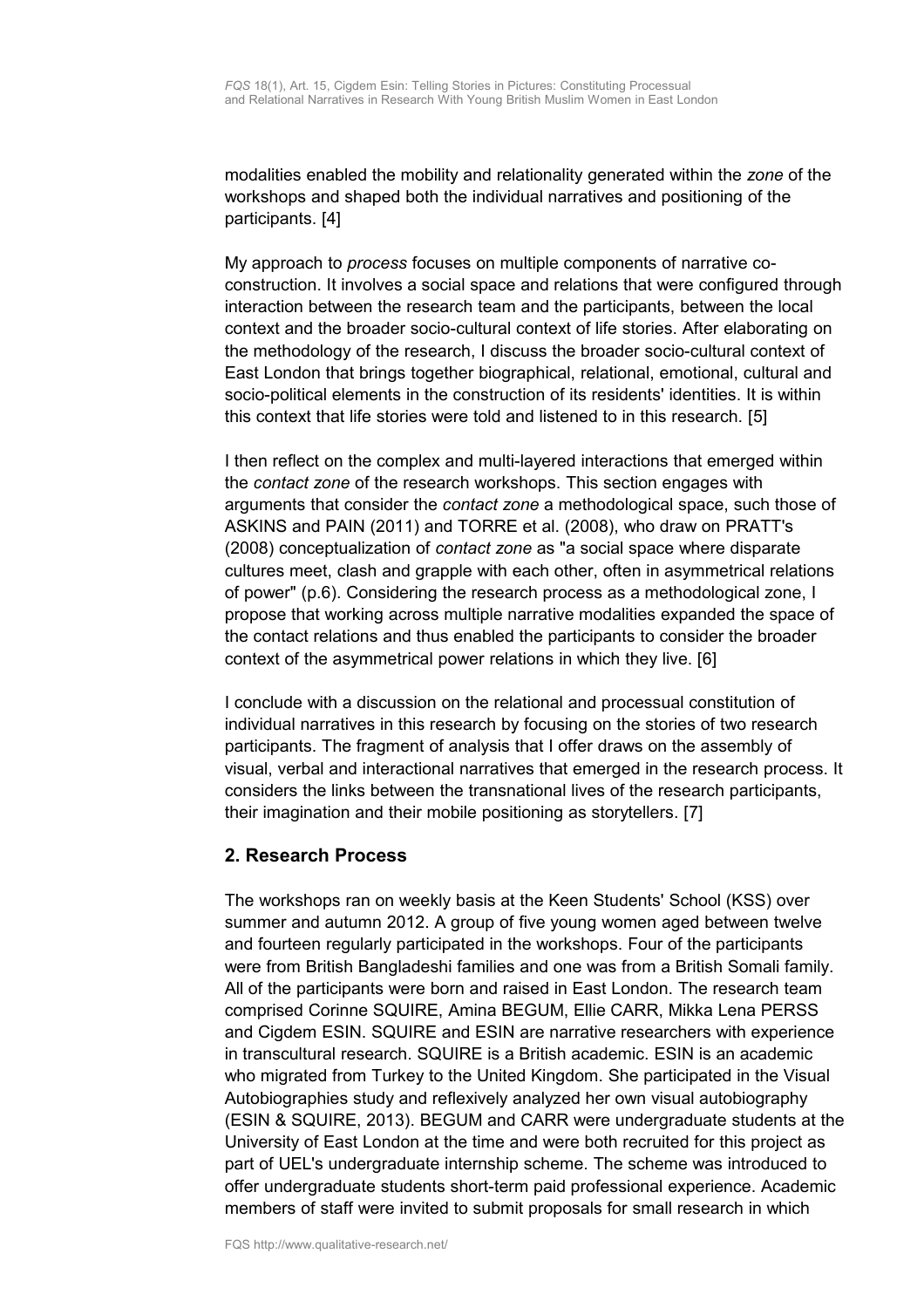modalities enabled the mobility and relationality generated within the *zone* of the workshops and shaped both the individual narratives and positioning of the participants. [4]

My approach to *process* focuses on multiple components of narrative co-construction. It involves a social space and relations that were configured through interaction between the research team and the participants, between the local context and the broader socio-cultural context of life stories. After elaborating on the methodology of the research, I discuss the broader socio-cultural context of East London that brings together biographical, relational, emotional, cultural and socio-political elements in the construction of its residents' identities. It is within this context that life stories were told and listened to in this research. [5]

I then reflect on the complex and multi-layered interactions that emerged within the *contact zone* of the research workshops. This section engages with arguments that consider the *contact zone* a methodological space, such those of ASKINS and PAIN (2011) and TORRE et al. (2008), who draw on PRATT's (2008) conceptualization of *contact zone* as "a social space where disparate cultures meet, clash and grapple with each other, often in asymmetrical relations of power" (p.6). Considering the research process as a methodological zone, I propose that working across multiple narrative modalities expanded the space of the contact relations and thus enabled the participants to consider the broader context of the asymmetrical power relations in which they live. [6]

I conclude with a discussion on the relational and processual constitution of individual narratives in this research by focusing on the stories of two research participants. The fragment of analysis that I offer draws on the assembly of visual, verbal and interactional narratives that emerged in the research process. It considers the links between the transnational lives of the research participants, their imagination and their mobile positioning as storytellers. [7]

## 2. Research Process

The workshops ran on weekly basis at the Keen Students' School (KSS) over summer and autumn 2012. A group of five young women aged between twelve and fourteen regularly participated in the workshops. Four of the participants were from British Bangladeshi families and one was from a British Somali family. All of the participants were born and raised in East London. The research team comprised Corinne SQUIRE, Amina BEGUM, Ellie CARR, Mikka Lena PERSS and Cigdem ESIN. SQUIRE and ESIN are narrative researchers with experience in transcultural research. SQUIRE is a British academic. ESIN is an academic who migrated from Turkey to the United Kingdom. She participated in the Visual Autobiographies study and reflexively analyzed her own visual autobiography (ESIN & SQUIRE, 2013). BEGUM and CARR were undergraduate students at the University of East London at the time and were both recruited for this project as part of UEL's undergraduate internship scheme. The scheme was introduced to offer undergraduate students short-term paid professional experience. Academic members of staff were invited to submit proposals for small research in which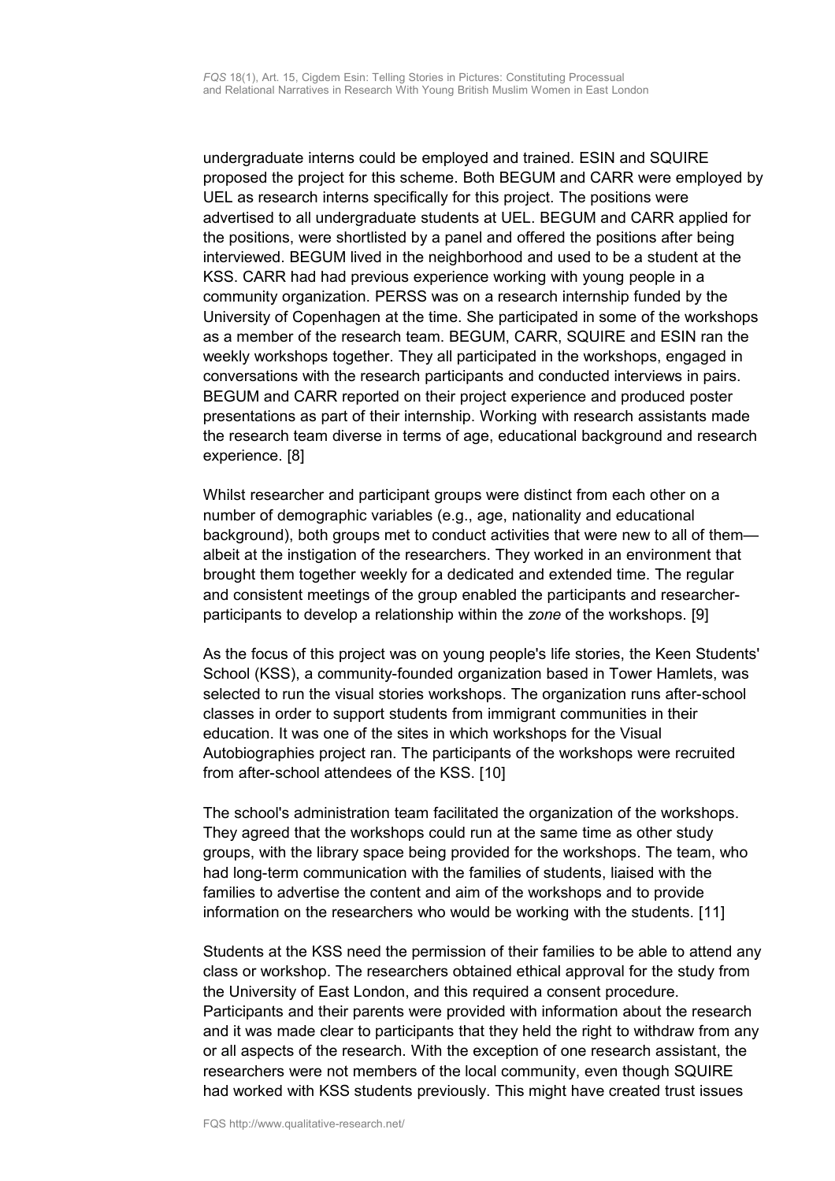undergraduate interns could be employed and trained. ESIN and SQUIRE proposed the project for this scheme. Both BEGUM and CARR were employed by UEL as research interns specifically for this project. The positions were advertised to all undergraduate students at UEL. BEGUM and CARR applied for the positions, were shortlisted by a panel and offered the positions after being interviewed. BEGUM lived in the neighborhood and used to be a student at the KSS. CARR had had previous experience working with young people in a community organization. PERSS was on a research internship funded by the University of Copenhagen at the time. She participated in some of the workshops as a member of the research team. BEGUM, CARR, SQUIRE and ESIN ran the weekly workshops together. They all participated in the workshops, engaged in conversations with the research participants and conducted interviews in pairs. BEGUM and CARR reported on their project experience and produced poster presentations as part of their internship. Working with research assistants made the research team diverse in terms of age, educational background and research experience. [8]

Whilst researcher and participant groups were distinct from each other on a number of demographic variables (e.g., age, nationality and educational background), both groups met to conduct activities that were new to all of them—albeit at the instigation of the researchers. They worked in an environment that brought them together weekly for a dedicated and extended time. The regular and consistent meetings of the group enabled the participants and researcher-participants to develop a relationship within the *zone* of the workshops. [9]

As the focus of this project was on young people's life stories, the Keen Students' School (KSS), a community-founded organization based in Tower Hamlets, was selected to run the visual stories workshops. The organization runs after-school classes in order to support students from immigrant communities in their education. It was one of the sites in which workshops for the Visual Autobiographies project ran. The participants of the workshops were recruited from after-school attendees of the KSS. [10]

The school's administration team facilitated the organization of the workshops. They agreed that the workshops could run at the same time as other study groups, with the library space being provided for the workshops. The team, who had long-term communication with the families of students, liaised with the families to advertise the content and aim of the workshops and to provide information on the researchers who would be working with the students. [11]

Students at the KSS need the permission of their families to be able to attend any class or workshop. The researchers obtained ethical approval for the study from the University of East London, and this required a consent procedure. Participants and their parents were provided with information about the research and it was made clear to participants that they held the right to withdraw from any or all aspects of the research. With the exception of one research assistant, the researchers were not members of the local community, even though SQUIRE had worked with KSS students previously. This might have created trust issues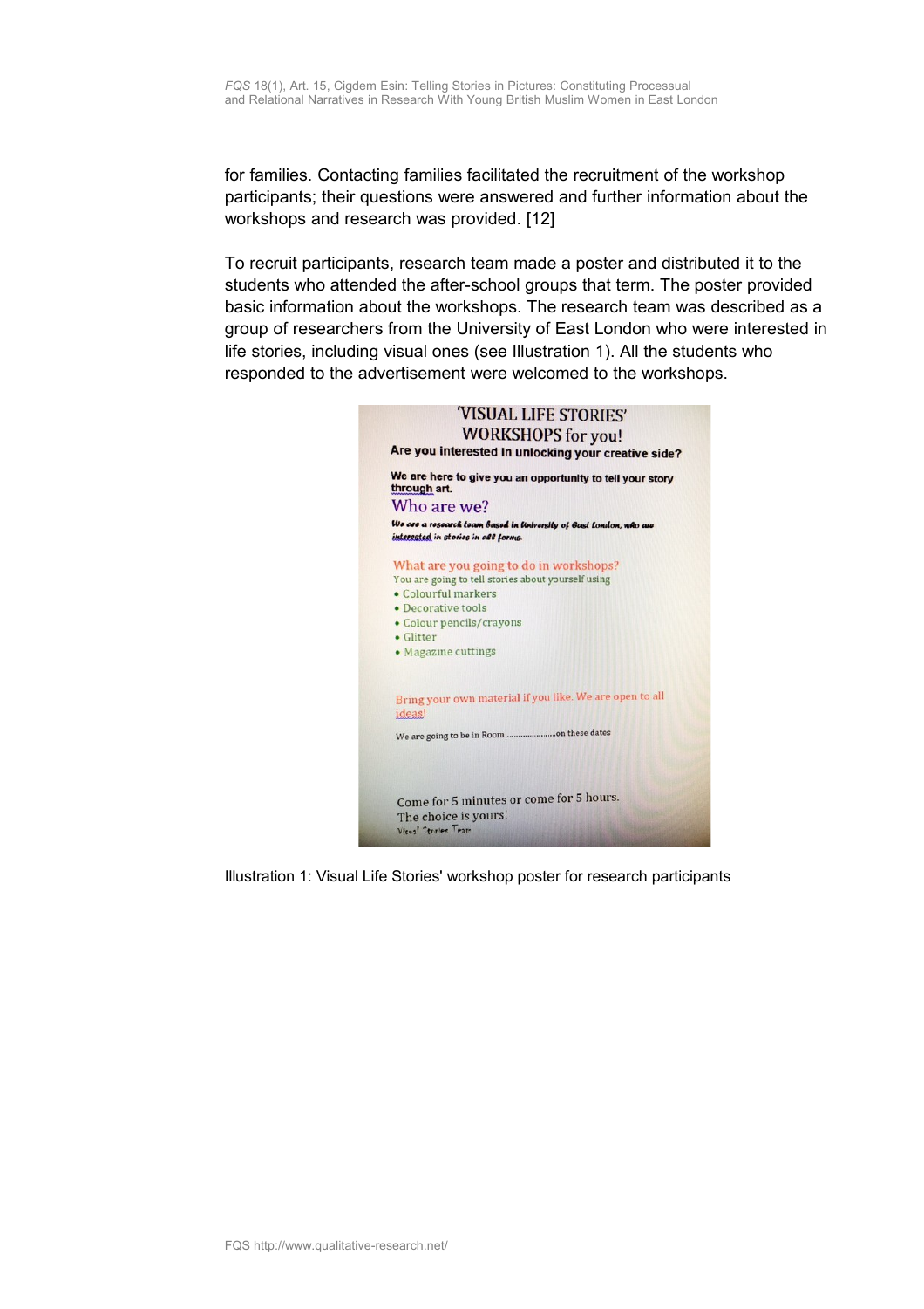for families. Contacting families facilitated the recruitment of the workshop participants; their questions were answered and further information about the workshops and research was provided. [12]

To recruit participants, research team made a poster and distributed it to the students who attended the after-school groups that term. The poster provided basic information about the workshops. The research team was described as a group of researchers from the University of East London who were interested in life stories, including visual ones (see Illustration 1). All the students who responded to the advertisement were welcomed to the workshops.

Illustration 1: Visual Life Stories' workshop poster for research participants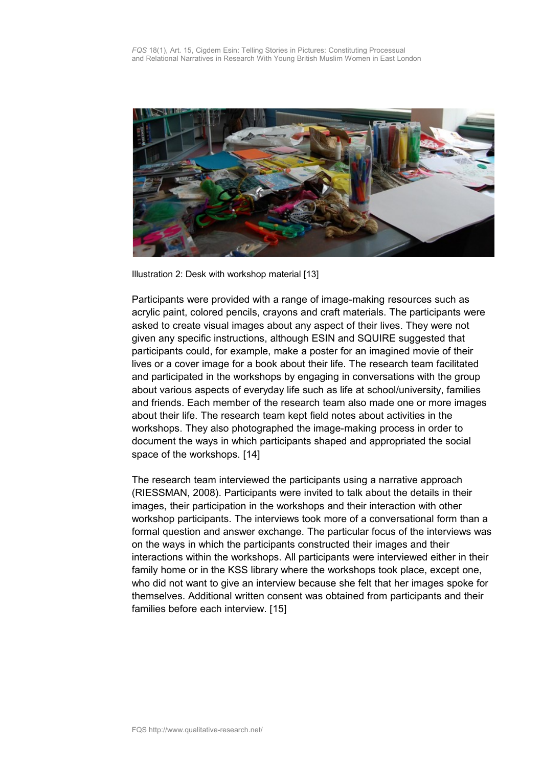Illustration 2: Desk with workshop material [13]

Participants were provided with a range of image-making resources such as acrylic paint, colored pencils, crayons and craft materials. The participants were asked to create visual images about any aspect of their lives. They were not given any specific instructions, although ESIN and SQUIRE suggested that participants could, for example, make a poster for an imagined movie of their lives or a cover image for a book about their life. The research team facilitated and participated in the workshops by engaging in conversations with the group about various aspects of everyday life such as life at school/university, families and friends. Each member of the research team also made one or more images about their life. The research team kept field notes about activities in the workshops. They also photographed the image-making process in order to document the ways in which participants shaped and appropriated the social space of the workshops. [14]

The research team interviewed the participants using a narrative approach (RIESSMAN, 2008). Participants were invited to talk about the details in their images, their participation in the workshops and their interaction with other workshop participants. The interviews took more of a conversational form than a formal question and answer exchange. The particular focus of the interviews was on the ways in which the participants constructed their images and their interactions within the workshops. All participants were interviewed either in their family home or in the KSS library where the workshops took place, except one, who did not want to give an interview because she felt that her images spoke for themselves. Additional written consent was obtained from participants and their families before each interview. [15]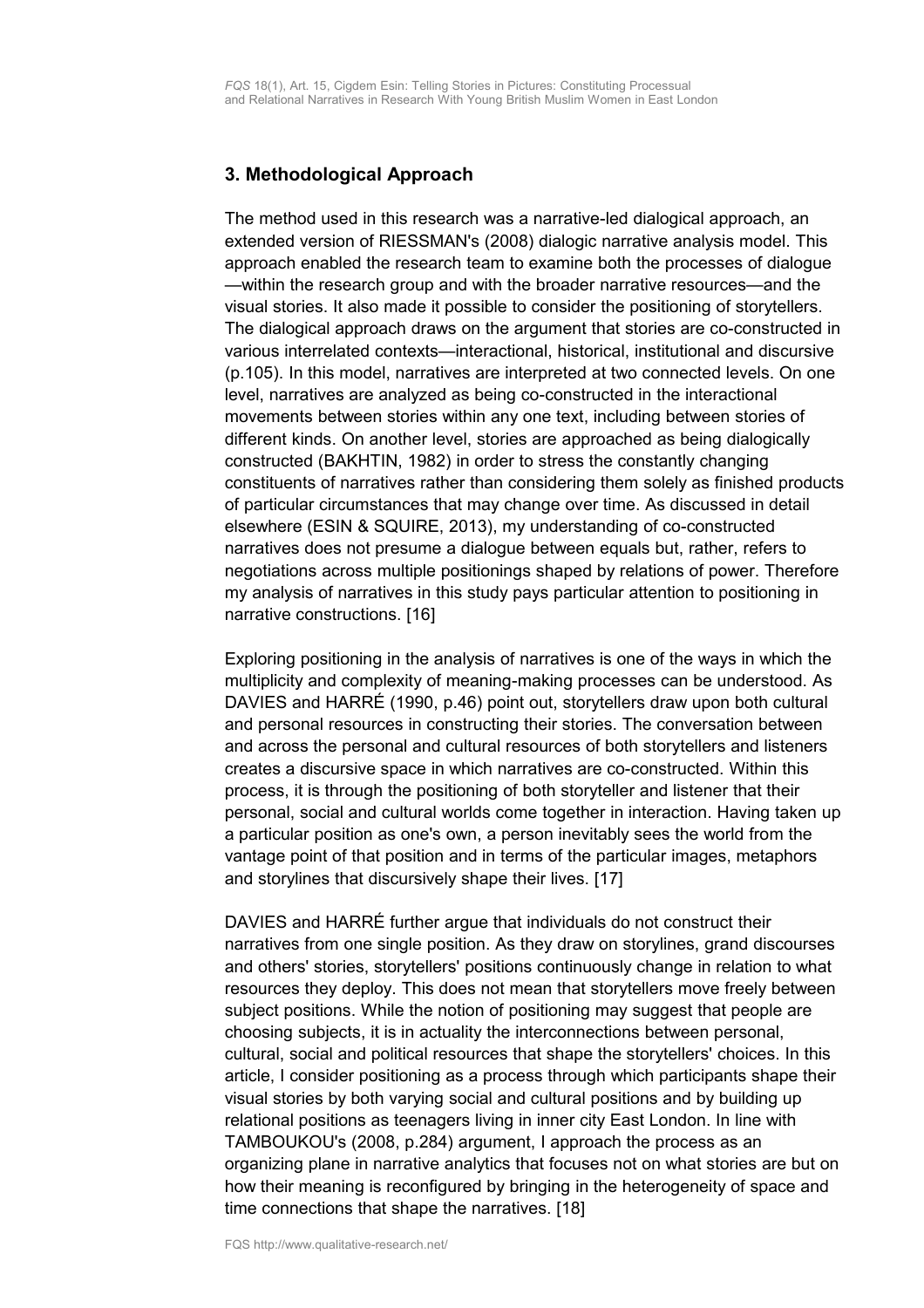## 3. Methodological Approach

The method used in this research was a narrative-led dialogical approach, an extended version of RIESSMAN's (2008) dialogic narrative analysis model. This approach enabled the research team to examine both the processes of dialogue —within the research group and with the broader narrative resources—and the visual stories. It also made it possible to consider the positioning of storytellers. The dialogical approach draws on the argument that stories are co-constructed in various interrelated contexts—interactional, historical, institutional and discursive (p.105). In this model, narratives are interpreted at two connected levels. On one level, narratives are analyzed as being co-constructed in the interactional movements between stories within any one text, including between stories of different kinds. On another level, stories are approached as being dialogically constructed (BAKHTIN, 1982) in order to stress the constantly changing constituents of narratives rather than considering them solely as finished products of particular circumstances that may change over time. As discussed in detail elsewhere (ESIN & SQUIRE, 2013), my understanding of co-constructed narratives does not presume a dialogue between equals but, rather, refers to negotiations across multiple positionings shaped by relations of power. Therefore my analysis of narratives in this study pays particular attention to positioning in narrative constructions. [16]

Exploring positioning in the analysis of narratives is one of the ways in which the multiplicity and complexity of meaning-making processes can be understood. As DAVIES and HARRÉ (1990, p.46) point out, storytellers draw upon both cultural and personal resources in constructing their stories. The conversation between and across the personal and cultural resources of both storytellers and listeners creates a discursive space in which narratives are co-constructed. Within this process, it is through the positioning of both storyteller and listener that their personal, social and cultural worlds come together in interaction. Having taken up a particular position as one's own, a person inevitably sees the world from the vantage point of that position and in terms of the particular images, metaphors and storylines that discursively shape their lives. [17]

DAVIES and HARRÉ further argue that individuals do not construct their narratives from one single position. As they draw on storylines, grand discourses and others' stories, storytellers' positions continuously change in relation to what resources they deploy. This does not mean that storytellers move freely between subject positions. While the notion of positioning may suggest that people are choosing subjects, it is in actuality the interconnections between personal, cultural, social and political resources that shape the storytellers' choices. In this article, I consider positioning as a process through which participants shape their visual stories by both varying social and cultural positions and by building up relational positions as teenagers living in inner city East London. In line with TAMBOUKOU's (2008, p.284) argument, I approach the process as an organizing plane in narrative analytics that focuses not on what stories are but on how their meaning is reconfigured by bringing in the heterogeneity of space and time connections that shape the narratives. [18]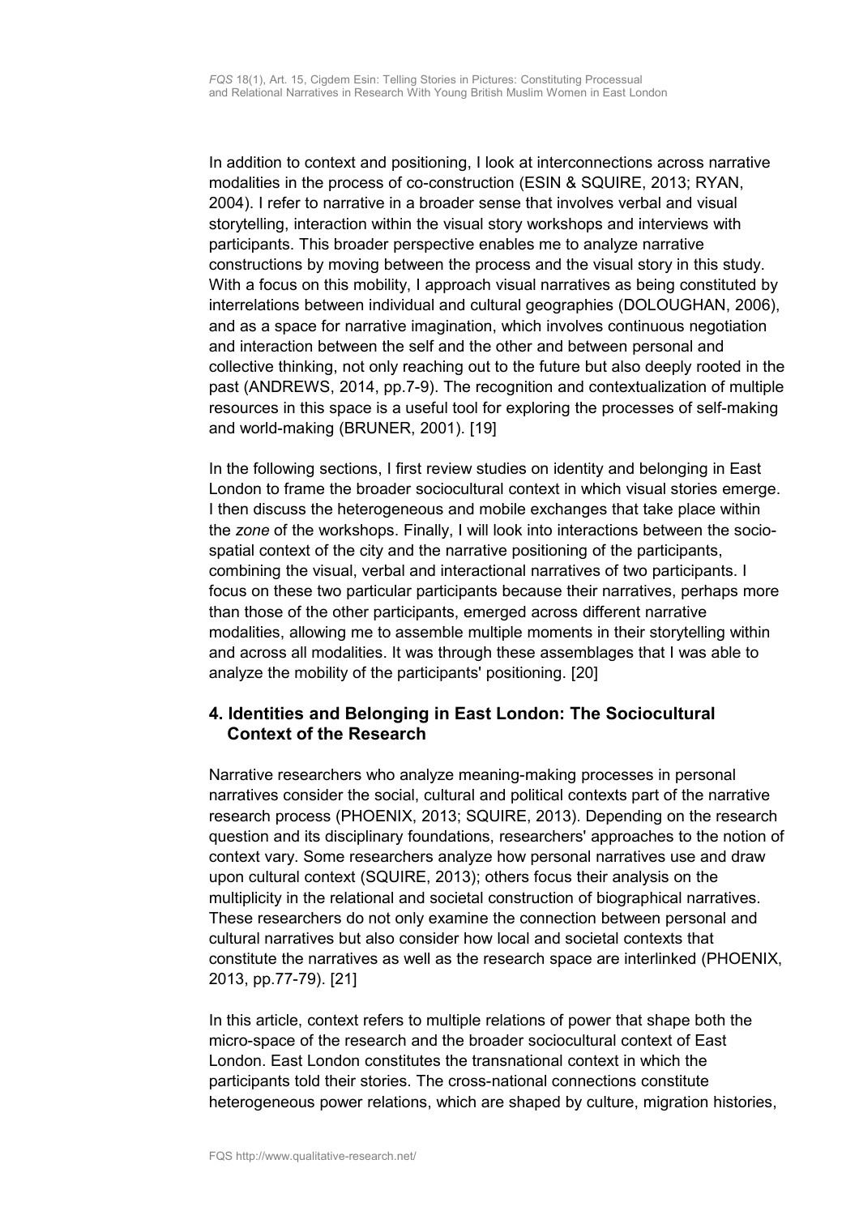In addition to context and positioning, I look at interconnections across narrative modalities in the process of co-construction (ESIN & SQUIRE, 2013; RYAN, 2004). I refer to narrative in a broader sense that involves verbal and visual storytelling, interaction within the visual story workshops and interviews with participants. This broader perspective enables me to analyze narrative constructions by moving between the process and the visual story in this study. With a focus on this mobility, I approach visual narratives as being constituted by interrelations between individual and cultural geographies (DOLOUGHAN, 2006), and as a space for narrative imagination, which involves continuous negotiation and interaction between the self and the other and between personal and collective thinking, not only reaching out to the future but also deeply rooted in the past (ANDREWS, 2014, pp.7-9). The recognition and contextualization of multiple resources in this space is a useful tool for exploring the processes of self-making and world-making (BRUNER, 2001). [19]

In the following sections, I first review studies on identity and belonging in East London to frame the broader sociocultural context in which visual stories emerge. I then discuss the heterogeneous and mobile exchanges that take place within the *zone* of the workshops. Finally, I will look into interactions between the socio-spatial context of the city and the narrative positioning of the participants, combining the visual, verbal and interactional narratives of two participants. I focus on these two particular participants because their narratives, perhaps more than those of the other participants, emerged across different narrative modalities, allowing me to assemble multiple moments in their storytelling within and across all modalities. It was through these assemblages that I was able to analyze the mobility of the participants' positioning. [20]

## 4. Identities and Belonging in East London: The Sociocultural Context of the Research

Narrative researchers who analyze meaning-making processes in personal narratives consider the social, cultural and political contexts part of the narrative research process (PHOENIX, 2013; SQUIRE, 2013). Depending on the research question and its disciplinary foundations, researchers' approaches to the notion of context vary. Some researchers analyze how personal narratives use and draw upon cultural context (SQUIRE, 2013); others focus their analysis on the multiplicity in the relational and societal construction of biographical narratives. These researchers do not only examine the connection between personal and cultural narratives but also consider how local and societal contexts that constitute the narratives as well as the research space are interlinked (PHOENIX, 2013, pp.77-79). [21]

In this article, context refers to multiple relations of power that shape both the micro-space of the research and the broader sociocultural context of East London. East London constitutes the transnational context in which the participants told their stories. The cross-national connections constitute heterogeneous power relations, which are shaped by culture, migration histories,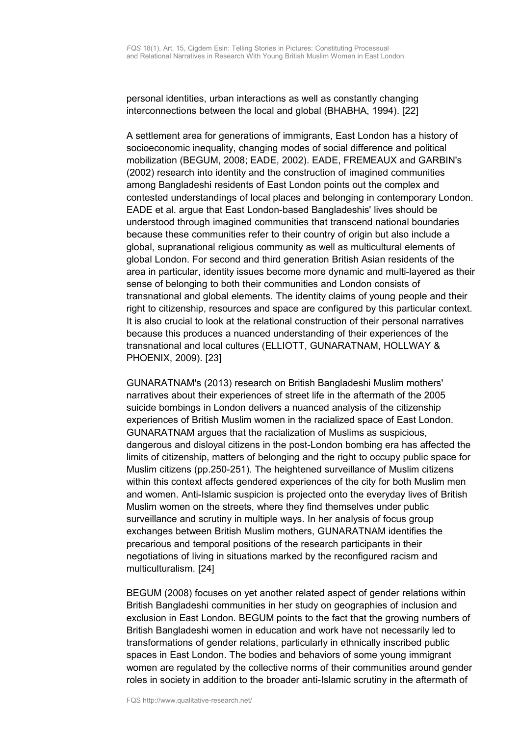personal identities, urban interactions as well as constantly changing interconnections between the local and global (BHABHA, 1994). [22]

A settlement area for generations of immigrants, East London has a history of socioeconomic inequality, changing modes of social difference and political mobilization (BEGUM, 2008; EADE, 2002). EADE, FREMEAUX and GARBIN's (2002) research into identity and the construction of imagined communities among Bangladeshi residents of East London points out the complex and contested understandings of local places and belonging in contemporary London. EADE et al. argue that East London-based Bangladeshis' lives should be understood through imagined communities that transcend national boundaries because these communities refer to their country of origin but also include a global, supranational religious community as well as multicultural elements of global London. For second and third generation British Asian residents of the area in particular, identity issues become more dynamic and multi-layered as their sense of belonging to both their communities and London consists of transnational and global elements. The identity claims of young people and their right to citizenship, resources and space are configured by this particular context. It is also crucial to look at the relational construction of their personal narratives because this produces a nuanced understanding of their experiences of the transnational and local cultures (ELLIOTT, GUNARATNAM, HOLLWAY & PHOENIX, 2009). [23]

GUNARATNAM's (2013) research on British Bangladeshi Muslim mothers' narratives about their experiences of street life in the aftermath of the 2005 suicide bombings in London delivers a nuanced analysis of the citizenship experiences of British Muslim women in the racialized space of East London. GUNARATNAM argues that the racialization of Muslims as suspicious, dangerous and disloyal citizens in the post-London bombing era has affected the limits of citizenship, matters of belonging and the right to occupy public space for Muslim citizens (pp.250-251). The heightened surveillance of Muslim citizens within this context affects gendered experiences of the city for both Muslim men and women. Anti-Islamic suspicion is projected onto the everyday lives of British Muslim women on the streets, where they find themselves under public surveillance and scrutiny in multiple ways. In her analysis of focus group exchanges between British Muslim mothers, GUNARATNAM identifies the precarious and temporal positions of the research participants in their negotiations of living in situations marked by the reconfigured racism and multiculturalism. [24]

BEGUM (2008) focuses on yet another related aspect of gender relations within British Bangladeshi communities in her study on geographies of inclusion and exclusion in East London. BEGUM points to the fact that the growing numbers of British Bangladeshi women in education and work have not necessarily led to transformations of gender relations, particularly in ethnically inscribed public spaces in East London. The bodies and behaviors of some young immigrant women are regulated by the collective norms of their communities around gender roles in society in addition to the broader anti-Islamic scrutiny in the aftermath of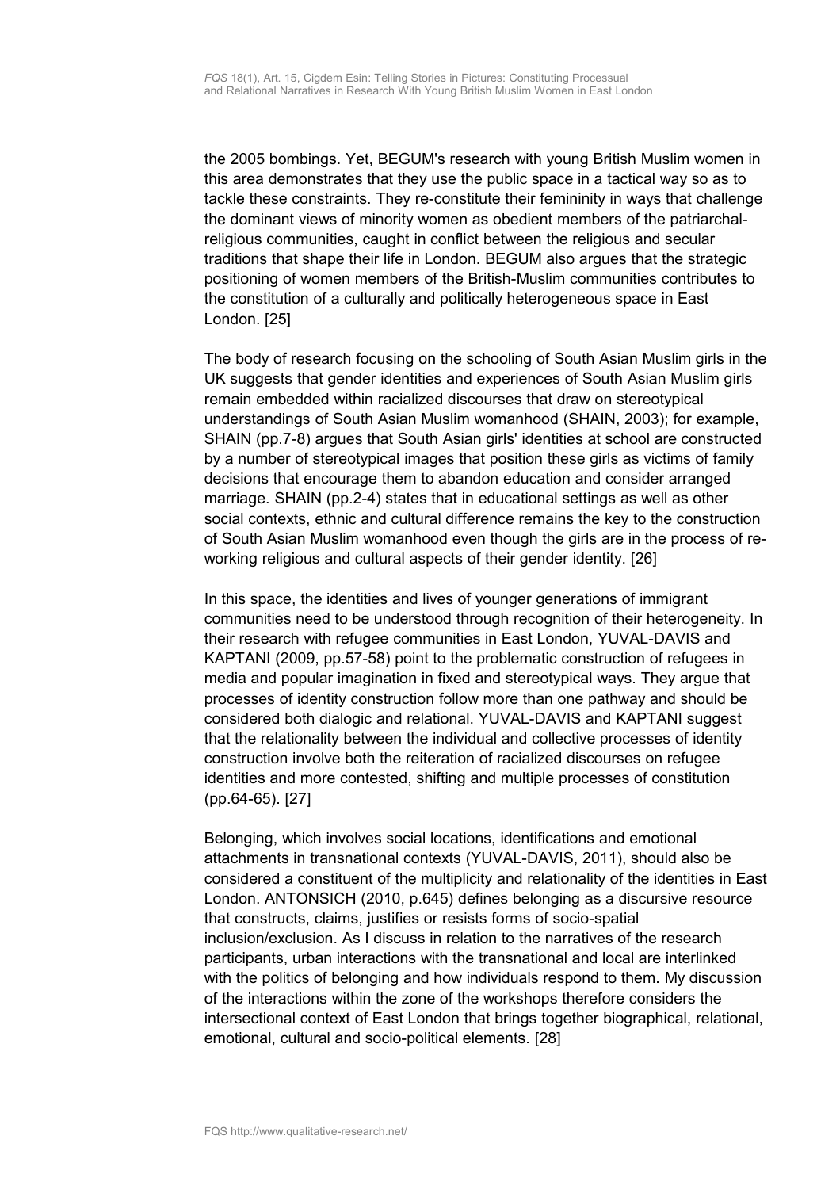the 2005 bombings. Yet, BEGUM's research with young British Muslim women in this area demonstrates that they use the public space in a tactical way so as to tackle these constraints. They re-constitute their femininity in ways that challenge the dominant views of minority women as obedient members of the patriarchal-religious communities, caught in conflict between the religious and secular traditions that shape their life in London. BEGUM also argues that the strategic positioning of women members of the British-Muslim communities contributes to the constitution of a culturally and politically heterogeneous space in East London. [25]

The body of research focusing on the schooling of South Asian Muslim girls in the UK suggests that gender identities and experiences of South Asian Muslim girls remain embedded within racialized discourses that draw on stereotypical understandings of South Asian Muslim womanhood (SHAIN, 2003); for example, SHAIN (pp.7-8) argues that South Asian girls' identities at school are constructed by a number of stereotypical images that position these girls as victims of family decisions that encourage them to abandon education and consider arranged marriage. SHAIN (pp.2-4) states that in educational settings as well as other social contexts, ethnic and cultural difference remains the key to the construction of South Asian Muslim womanhood even though the girls are in the process of re-working religious and cultural aspects of their gender identity. [26]

In this space, the identities and lives of younger generations of immigrant communities need to be understood through recognition of their heterogeneity. In their research with refugee communities in East London, YUVAL-DAVIS and KAPTANI (2009, pp.57-58) point to the problematic construction of refugees in media and popular imagination in fixed and stereotypical ways. They argue that processes of identity construction follow more than one pathway and should be considered both dialogic and relational. YUVAL-DAVIS and KAPTANI suggest that the relationality between the individual and collective processes of identity construction involve both the reiteration of racialized discourses on refugee identities and more contested, shifting and multiple processes of constitution (pp.64-65). [27]

Belonging, which involves social locations, identifications and emotional attachments in transnational contexts (YUVAL-DAVIS, 2011), should also be considered a constituent of the multiplicity and relationality of the identities in East London. ANTONSICH (2010, p.645) defines belonging as a discursive resource that constructs, claims, justifies or resists forms of socio-spatial inclusion/exclusion. As I discuss in relation to the narratives of the research participants, urban interactions with the transnational and local are interlinked with the politics of belonging and how individuals respond to them. My discussion of the interactions within the zone of the workshops therefore considers the intersectional context of East London that brings together biographical, relational, emotional, cultural and socio-political elements. [28]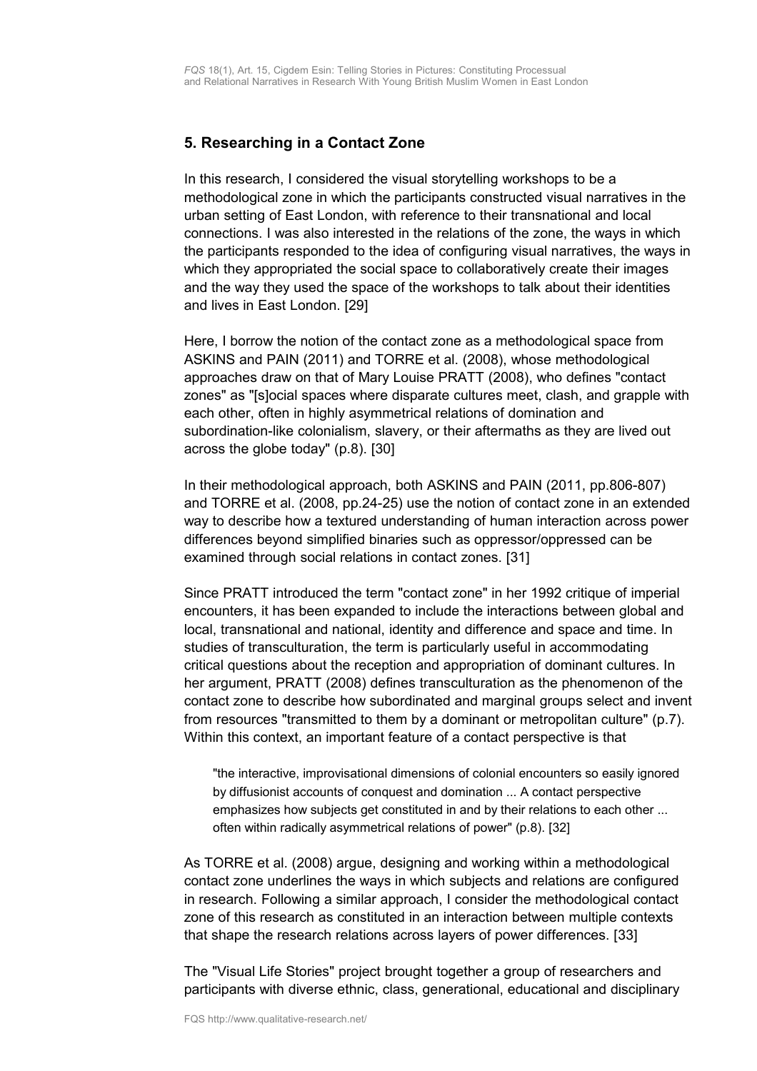## 5. Researching in a Contact Zone

In this research, I considered the visual storytelling workshops to be a methodological zone in which the participants constructed visual narratives in the urban setting of East London, with reference to their transnational and local connections. I was also interested in the relations of the zone, the ways in which the participants responded to the idea of configuring visual narratives, the ways in which they appropriated the social space to collaboratively create their images and the way they used the space of the workshops to talk about their identities and lives in East London. [29]

Here, I borrow the notion of the contact zone as a methodological space from ASKINS and PAIN (2011) and TORRE et al. (2008), whose methodological approaches draw on that of Mary Louise PRATT (2008), who defines "contact zones" as "[s]ocial spaces where disparate cultures meet, clash, and grapple with each other, often in highly asymmetrical relations of domination and subordination-like colonialism, slavery, or their aftermaths as they are lived out across the globe today" (p.8). [30]

In their methodological approach, both ASKINS and PAIN (2011, pp.806-807) and TORRE et al. (2008, pp.24-25) use the notion of contact zone in an extended way to describe how a textured understanding of human interaction across power differences beyond simplified binaries such as oppressor/oppressed can be examined through social relations in contact zones. [31]

Since PRATT introduced the term "contact zone" in her 1992 critique of imperial encounters, it has been expanded to include the interactions between global and local, transnational and national, identity and difference and space and time. In studies of transculturation, the term is particularly useful in accommodating critical questions about the reception and appropriation of dominant cultures. In her argument, PRATT (2008) defines transculturation as the phenomenon of the contact zone to describe how subordinated and marginal groups select and invent from resources "transmitted to them by a dominant or metropolitan culture" (p.7). Within this context, an important feature of a contact perspective is that

> "the interactive, improvisational dimensions of colonial encounters so easily ignored by diffusionist accounts of conquest and domination ... A contact perspective emphasizes how subjects get constituted in and by their relations to each other ... often within radically asymmetrical relations of power" (p.8). [32]

As TORRE et al. (2008) argue, designing and working within a methodological contact zone underlines the ways in which subjects and relations are configured in research. Following a similar approach, I consider the methodological contact zone of this research as constituted in an interaction between multiple contexts that shape the research relations across layers of power differences. [33]

The "Visual Life Stories" project brought together a group of researchers and participants with diverse ethnic, class, generational, educational and disciplinary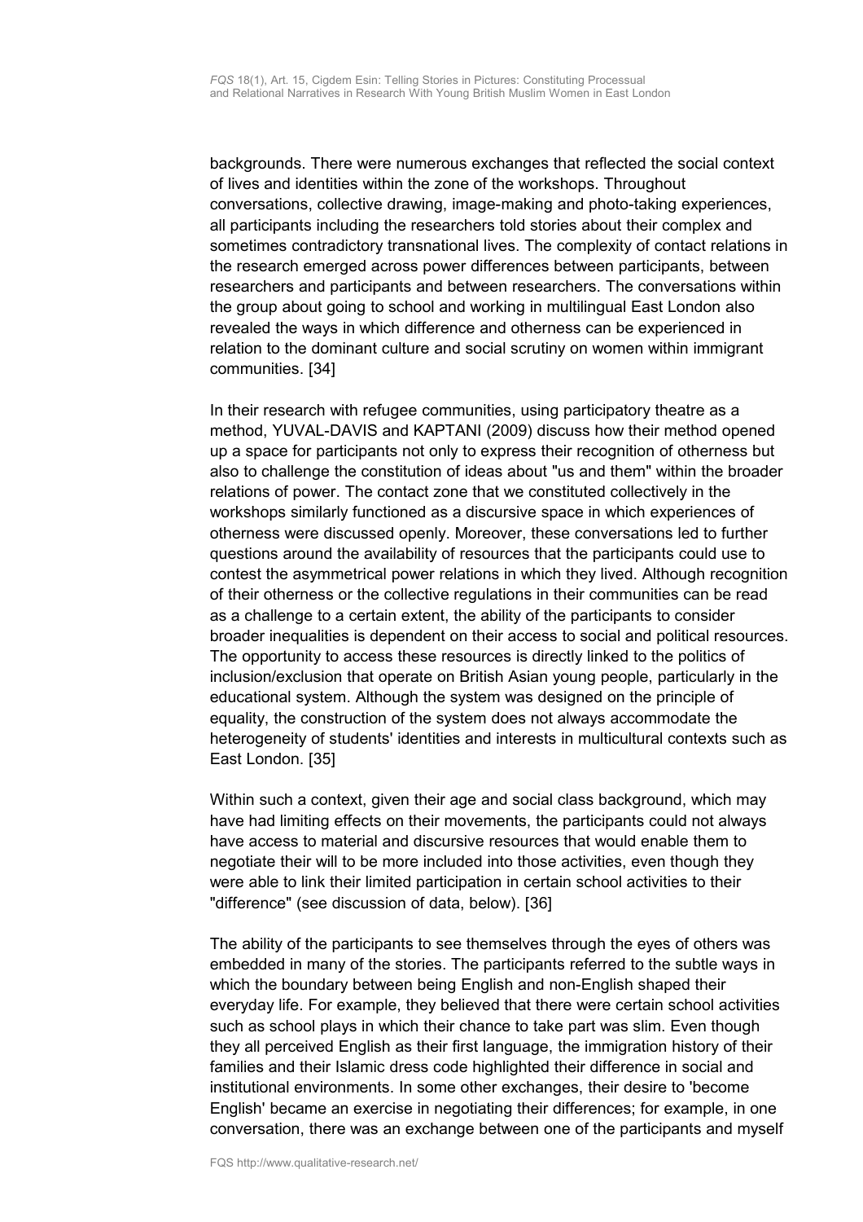backgrounds. There were numerous exchanges that reflected the social context of lives and identities within the zone of the workshops. Throughout conversations, collective drawing, image-making and photo-taking experiences, all participants including the researchers told stories about their complex and sometimes contradictory transnational lives. The complexity of contact relations in the research emerged across power differences between participants, between researchers and participants and between researchers. The conversations within the group about going to school and working in multilingual East London also revealed the ways in which difference and otherness can be experienced in relation to the dominant culture and social scrutiny on women within immigrant communities. [34]

In their research with refugee communities, using participatory theatre as a method, YUVAL-DAVIS and KAPTANI (2009) discuss how their method opened up a space for participants not only to express their recognition of otherness but also to challenge the constitution of ideas about "us and them" within the broader relations of power. The contact zone that we constituted collectively in the workshops similarly functioned as a discursive space in which experiences of otherness were discussed openly. Moreover, these conversations led to further questions around the availability of resources that the participants could use to contest the asymmetrical power relations in which they lived. Although recognition of their otherness or the collective regulations in their communities can be read as a challenge to a certain extent, the ability of the participants to consider broader inequalities is dependent on their access to social and political resources. The opportunity to access these resources is directly linked to the politics of inclusion/exclusion that operate on British Asian young people, particularly in the educational system. Although the system was designed on the principle of equality, the construction of the system does not always accommodate the heterogeneity of students' identities and interests in multicultural contexts such as East London. [35]

Within such a context, given their age and social class background, which may have had limiting effects on their movements, the participants could not always have access to material and discursive resources that would enable them to negotiate their will to be more included into those activities, even though they were able to link their limited participation in certain school activities to their "difference" (see discussion of data, below). [36]

The ability of the participants to see themselves through the eyes of others was embedded in many of the stories. The participants referred to the subtle ways in which the boundary between being English and non-English shaped their everyday life. For example, they believed that there were certain school activities such as school plays in which their chance to take part was slim. Even though they all perceived English as their first language, the immigration history of their families and their Islamic dress code highlighted their difference in social and institutional environments. In some other exchanges, their desire to 'become English' became an exercise in negotiating their differences; for example, in one conversation, there was an exchange between one of the participants and myself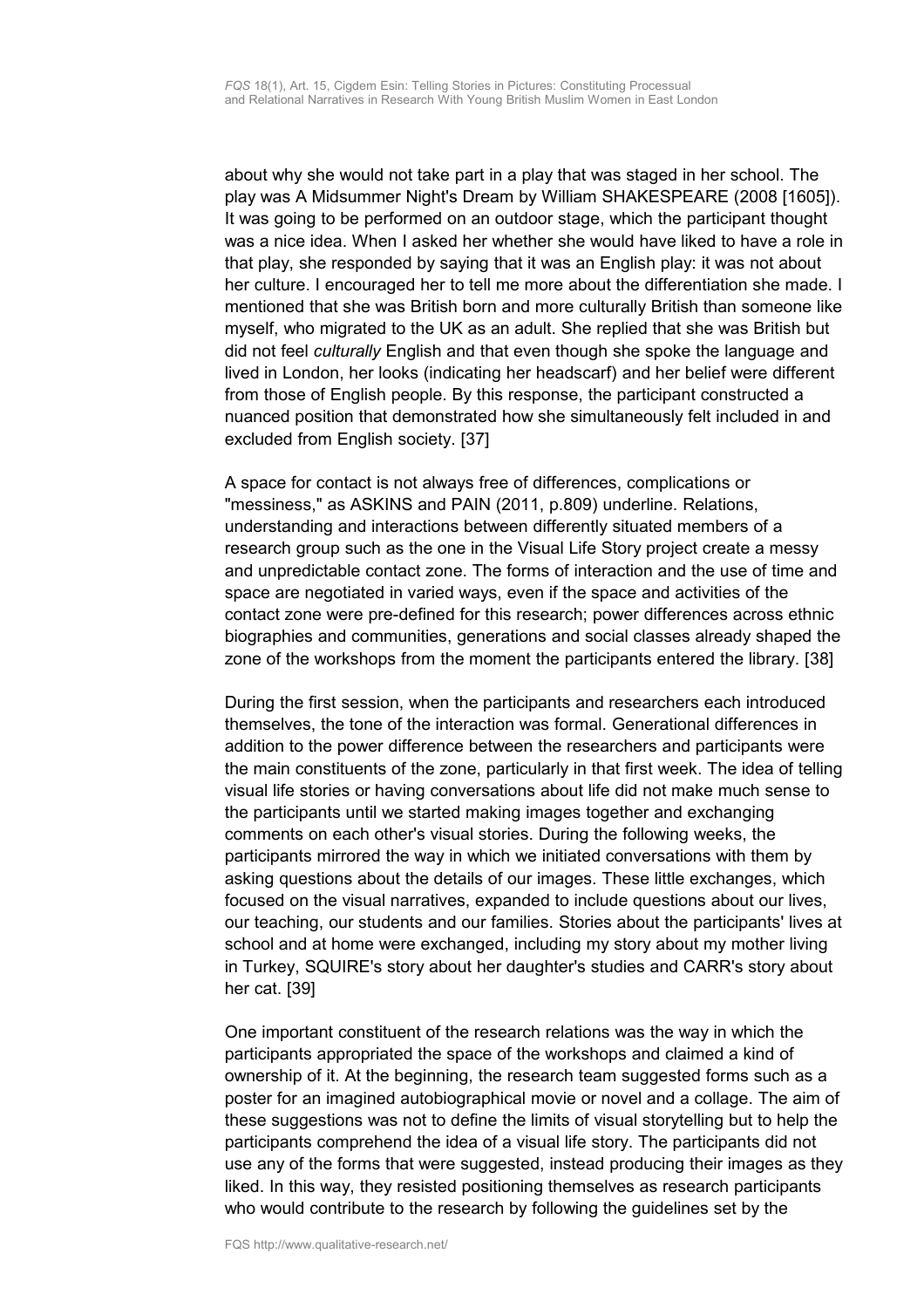about why she would not take part in a play that was staged in her school. The play was A Midsummer Night's Dream by William SHAKESPEARE (2008 [1605]). It was going to be performed on an outdoor stage, which the participant thought was a nice idea. When I asked her whether she would have liked to have a role in that play, she responded by saying that it was an English play: it was not about her culture. I encouraged her to tell me more about the differentiation she made. I mentioned that she was British born and more culturally British than someone like myself, who migrated to the UK as an adult. She replied that she was British but did not feel *culturally* English and that even though she spoke the language and lived in London, her looks (indicating her headscarf) and her belief were different from those of English people. By this response, the participant constructed a nuanced position that demonstrated how she simultaneously felt included in and excluded from English society. [37]

A space for contact is not always free of differences, complications or "messiness," as ASKINS and PAIN (2011, p.809) underline. Relations, understanding and interactions between differently situated members of a research group such as the one in the Visual Life Story project create a messy and unpredictable contact zone. The forms of interaction and the use of time and space are negotiated in varied ways, even if the space and activities of the contact zone were pre-defined for this research; power differences across ethnic biographies and communities, generations and social classes already shaped the zone of the workshops from the moment the participants entered the library. [38]

During the first session, when the participants and researchers each introduced themselves, the tone of the interaction was formal. Generational differences in addition to the power difference between the researchers and participants were the main constituents of the zone, particularly in that first week. The idea of telling visual life stories or having conversations about life did not make much sense to the participants until we started making images together and exchanging comments on each other's visual stories. During the following weeks, the participants mirrored the way in which we initiated conversations with them by asking questions about the details of our images. These little exchanges, which focused on the visual narratives, expanded to include questions about our lives, our teaching, our students and our families. Stories about the participants' lives at school and at home were exchanged, including my story about my mother living in Turkey, SQUIRE's story about her daughter's studies and CARR's story about her cat. [39]

One important constituent of the research relations was the way in which the participants appropriated the space of the workshops and claimed a kind of ownership of it. At the beginning, the research team suggested forms such as a poster for an imagined autobiographical movie or novel and a collage. The aim of these suggestions was not to define the limits of visual storytelling but to help the participants comprehend the idea of a visual life story. The participants did not use any of the forms that were suggested, instead producing their images as they liked. In this way, they resisted positioning themselves as research participants who would contribute to the research by following the guidelines set by the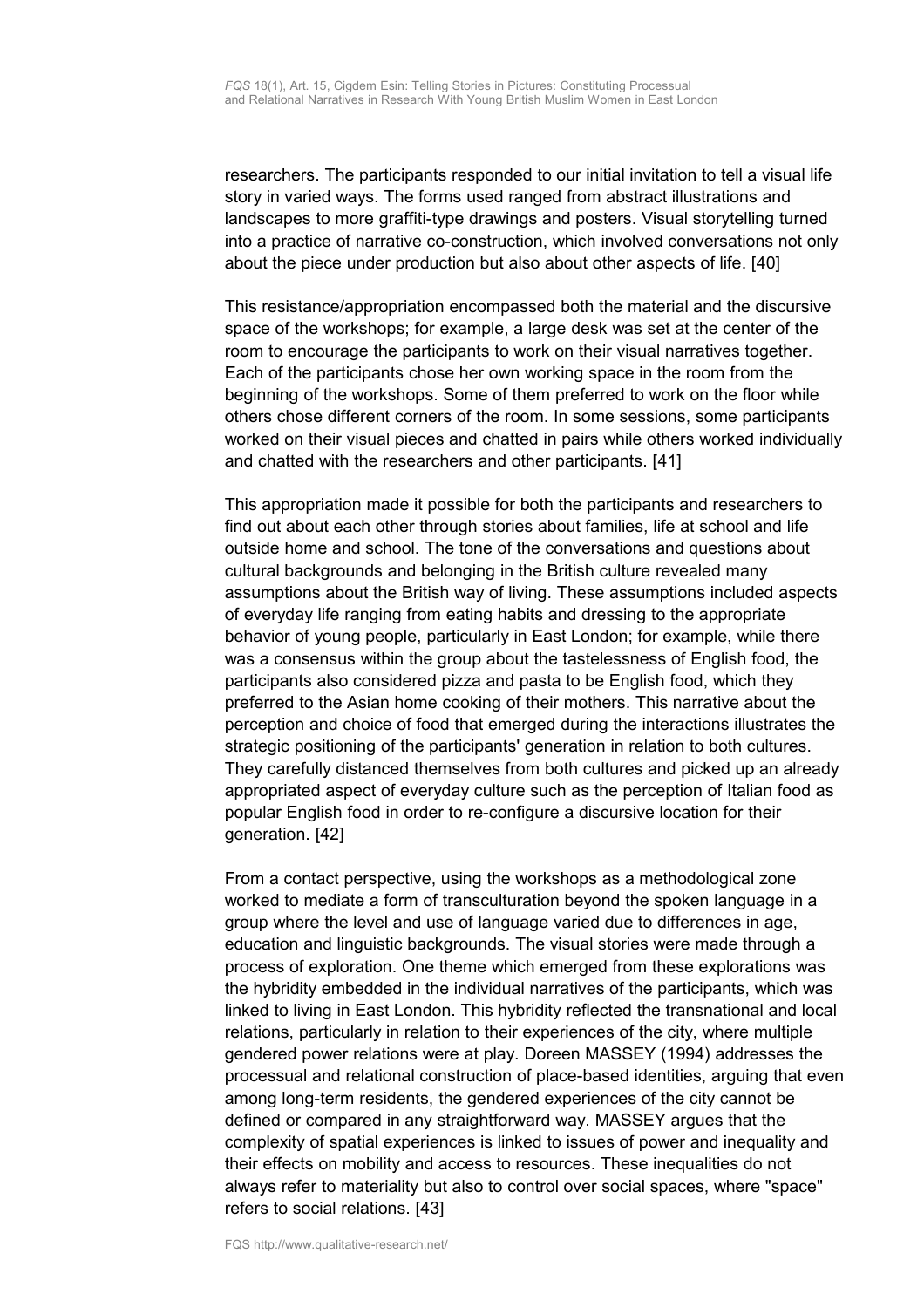researchers. The participants responded to our initial invitation to tell a visual life story in varied ways. The forms used ranged from abstract illustrations and landscapes to more graffiti-type drawings and posters. Visual storytelling turned into a practice of narrative co-construction, which involved conversations not only about the piece under production but also about other aspects of life. [40]

This resistance/appropriation encompassed both the material and the discursive space of the workshops; for example, a large desk was set at the center of the room to encourage the participants to work on their visual narratives together. Each of the participants chose her own working space in the room from the beginning of the workshops. Some of them preferred to work on the floor while others chose different corners of the room. In some sessions, some participants worked on their visual pieces and chatted in pairs while others worked individually and chatted with the researchers and other participants. [41]

This appropriation made it possible for both the participants and researchers to find out about each other through stories about families, life at school and life outside home and school. The tone of the conversations and questions about cultural backgrounds and belonging in the British culture revealed many assumptions about the British way of living. These assumptions included aspects of everyday life ranging from eating habits and dressing to the appropriate behavior of young people, particularly in East London; for example, while there was a consensus within the group about the tastelessness of English food, the participants also considered pizza and pasta to be English food, which they preferred to the Asian home cooking of their mothers. This narrative about the perception and choice of food that emerged during the interactions illustrates the strategic positioning of the participants' generation in relation to both cultures. They carefully distanced themselves from both cultures and picked up an already appropriated aspect of everyday culture such as the perception of Italian food as popular English food in order to re-configure a discursive location for their generation. [42]

From a contact perspective, using the workshops as a methodological zone worked to mediate a form of transculturation beyond the spoken language in a group where the level and use of language varied due to differences in age, education and linguistic backgrounds. The visual stories were made through a process of exploration. One theme which emerged from these explorations was the hybridity embedded in the individual narratives of the participants, which was linked to living in East London. This hybridity reflected the transnational and local relations, particularly in relation to their experiences of the city, where multiple gendered power relations were at play. Doreen MASSEY (1994) addresses the processual and relational construction of place-based identities, arguing that even among long-term residents, the gendered experiences of the city cannot be defined or compared in any straightforward way. MASSEY argues that the complexity of spatial experiences is linked to issues of power and inequality and their effects on mobility and access to resources. These inequalities do not always refer to materiality but also to control over social spaces, where "space" refers to social relations. [43]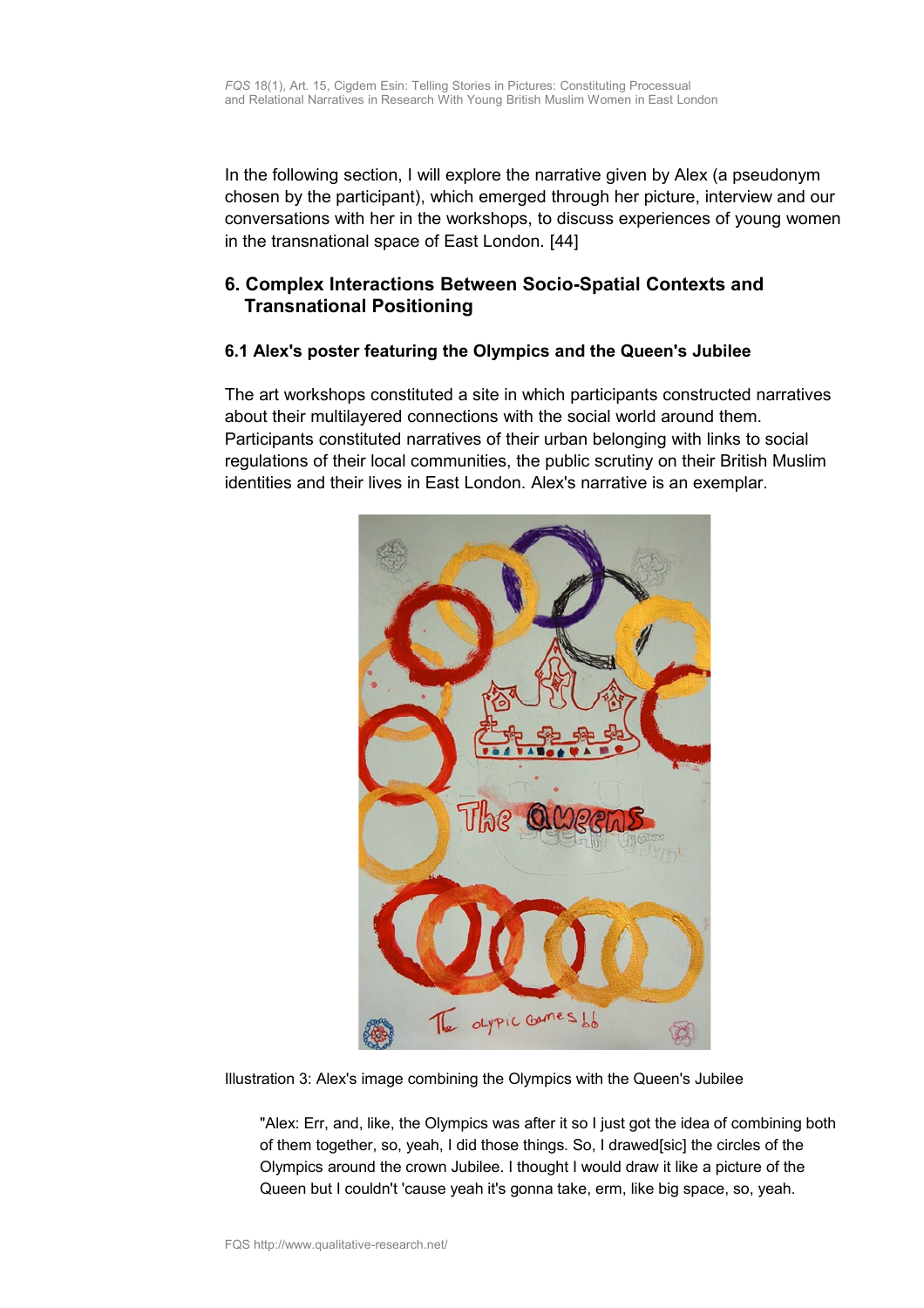In the following section, I will explore the narrative given by Alex (a pseudonym chosen by the participant), which emerged through her picture, interview and our conversations with her in the workshops, to discuss experiences of young women in the transnational space of East London. [44]

## 6. Complex Interactions Between Socio-Spatial Contexts and Transnational Positioning

### 6.1 Alex's poster featuring the Olympics and the Queen's Jubilee

The art workshops constituted a site in which participants constructed narratives about their multilayered connections with the social world around them. Participants constituted narratives of their urban belonging with links to social regulations of their local communities, the public scrutiny on their British Muslim identities and their lives in East London. Alex's narrative is an exemplar.

Illustration 3: Alex's image combining the Olympics with the Queen's Jubilee

> "Alex: Err, and, like, the Olympics was after it so I just got the idea of combining both of them together, so, yeah, I did those things. So, I drawed[sic] the circles of the Olympics around the crown Jubilee. I thought I would draw it like a picture of the Queen but I couldn't 'cause yeah it's gonna take, erm, like big space, so, yeah.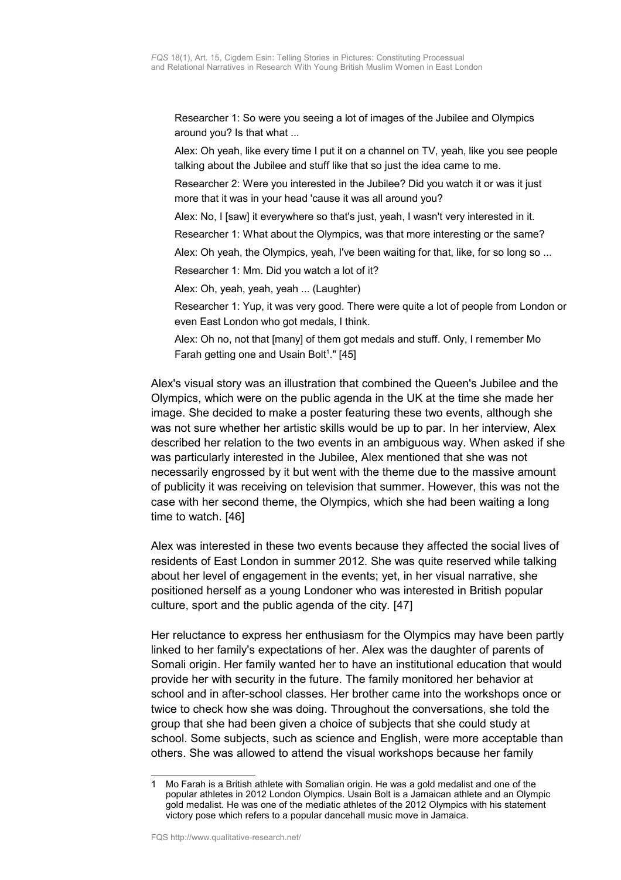Researcher 1: So were you seeing a lot of images of the Jubilee and Olympics around you? Is that what ...

Alex: Oh yeah, like every time I put it on a channel on TV, yeah, like you see people talking about the Jubilee and stuff like that so just the idea came to me.

Researcher 2: Were you interested in the Jubilee? Did you watch it or was it just more that it was in your head 'cause it was all around you?

Alex: No, I [saw] it everywhere so that's just, yeah, I wasn't very interested in it.

Researcher 1: What about the Olympics, was that more interesting or the same?

Alex: Oh yeah, the Olympics, yeah, I've been waiting for that, like, for so long so ...

Researcher 1: Mm. Did you watch a lot of it?

Alex: Oh, yeah, yeah, yeah ... (Laughter)

Researcher 1: Yup, it was very good. There were quite a lot of people from London or even East London who got medals, I think.

Alex: Oh no, not that [many] of them got medals and stuff. Only, I remember Mo Farah getting one and Usain Bolt[1]." [45]

Alex's visual story was an illustration that combined the Queen's Jubilee and the Olympics, which were on the public agenda in the UK at the time she made her image. She decided to make a poster featuring these two events, although she was not sure whether her artistic skills would be up to par. In her interview, Alex described her relation to the two events in an ambiguous way. When asked if she was particularly interested in the Jubilee, Alex mentioned that she was not necessarily engrossed by it but went with the theme due to the massive amount of publicity it was receiving on television that summer. However, this was not the case with her second theme, the Olympics, which she had been waiting a long time to watch. [46]

Alex was interested in these two events because they affected the social lives of residents of East London in summer 2012. She was quite reserved while talking about her level of engagement in the events; yet, in her visual narrative, she positioned herself as a young Londoner who was interested in British popular culture, sport and the public agenda of the city. [47]

Her reluctance to express her enthusiasm for the Olympics may have been partly linked to her family's expectations of her. Alex was the daughter of parents of Somali origin. Her family wanted her to have an institutional education that would provide her with security in the future. The family monitored her behavior at school and in after-school classes. Her brother came into the workshops once or twice to check how she was doing. Throughout the conversations, she told the group that she had been given a choice of subjects that she could study at school. Some subjects, such as science and English, were more acceptable than others. She was allowed to attend the visual workshops because her family

1 Mo Farah is a British athlete with Somalian origin. He was a gold medalist and one of the popular athletes in 2012 London Olympics. Usain Bolt is a Jamaican athlete and an Olympic gold medalist. He was one of the mediatic athletes of the 2012 Olympics with his statement victory pose which refers to a popular dancehall music move in Jamaica.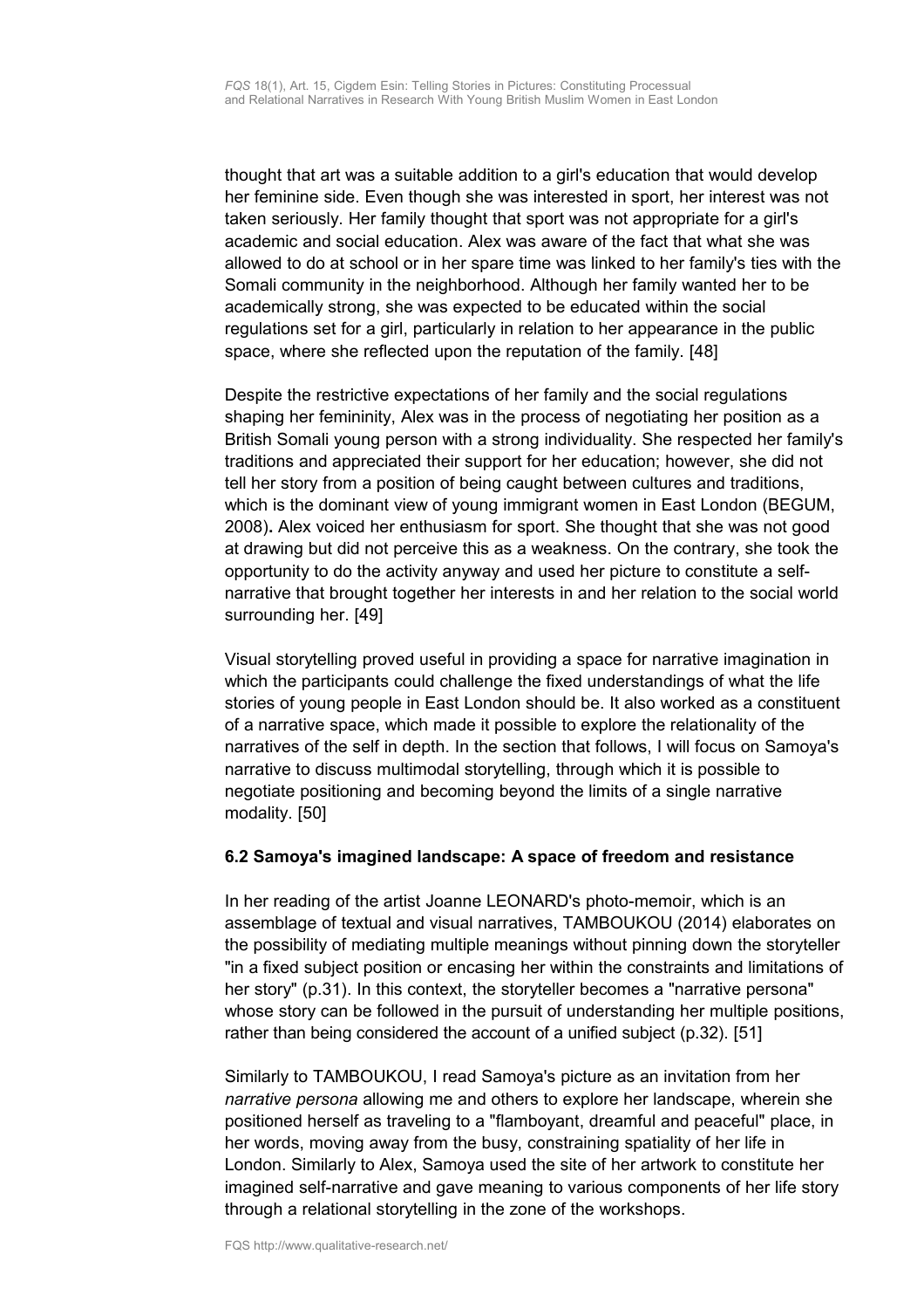thought that art was a suitable addition to a girl's education that would develop her feminine side. Even though she was interested in sport, her interest was not taken seriously. Her family thought that sport was not appropriate for a girl's academic and social education. Alex was aware of the fact that what she was allowed to do at school or in her spare time was linked to her family's ties with the Somali community in the neighborhood. Although her family wanted her to be academically strong, she was expected to be educated within the social regulations set for a girl, particularly in relation to her appearance in the public space, where she reflected upon the reputation of the family. [48]

Despite the restrictive expectations of her family and the social regulations shaping her femininity, Alex was in the process of negotiating her position as a British Somali young person with a strong individuality. She respected her family's traditions and appreciated their support for her education; however, she did not tell her story from a position of being caught between cultures and traditions, which is the dominant view of young immigrant women in East London (BEGUM, 2008)**.** Alex voiced her enthusiasm for sport. She thought that she was not good at drawing but did not perceive this as a weakness. On the contrary, she took the opportunity to do the activity anyway and used her picture to constitute a self-narrative that brought together her interests in and her relation to the social world surrounding her. [49]

Visual storytelling proved useful in providing a space for narrative imagination in which the participants could challenge the fixed understandings of what the life stories of young people in East London should be. It also worked as a constituent of a narrative space, which made it possible to explore the relationality of the narratives of the self in depth. In the section that follows, I will focus on Samoya's narrative to discuss multimodal storytelling, through which it is possible to negotiate positioning and becoming beyond the limits of a single narrative modality. [50]

### 6.2 Samoya's imagined landscape: A space of freedom and resistance

In her reading of the artist Joanne LEONARD's photo-memoir, which is an assemblage of textual and visual narratives, TAMBOUKOU (2014) elaborates on the possibility of mediating multiple meanings without pinning down the storyteller "in a fixed subject position or encasing her within the constraints and limitations of her story" (p.31). In this context, the storyteller becomes a "narrative persona" whose story can be followed in the pursuit of understanding her multiple positions, rather than being considered the account of a unified subject (p.32). [51]

Similarly to TAMBOUKOU, I read Samoya's picture as an invitation from her *narrative persona* allowing me and others to explore her landscape, wherein she positioned herself as traveling to a "flamboyant, dreamful and peaceful" place, in her words, moving away from the busy, constraining spatiality of her life in London. Similarly to Alex, Samoya used the site of her artwork to constitute her imagined self-narrative and gave meaning to various components of her life story through a relational storytelling in the zone of the workshops.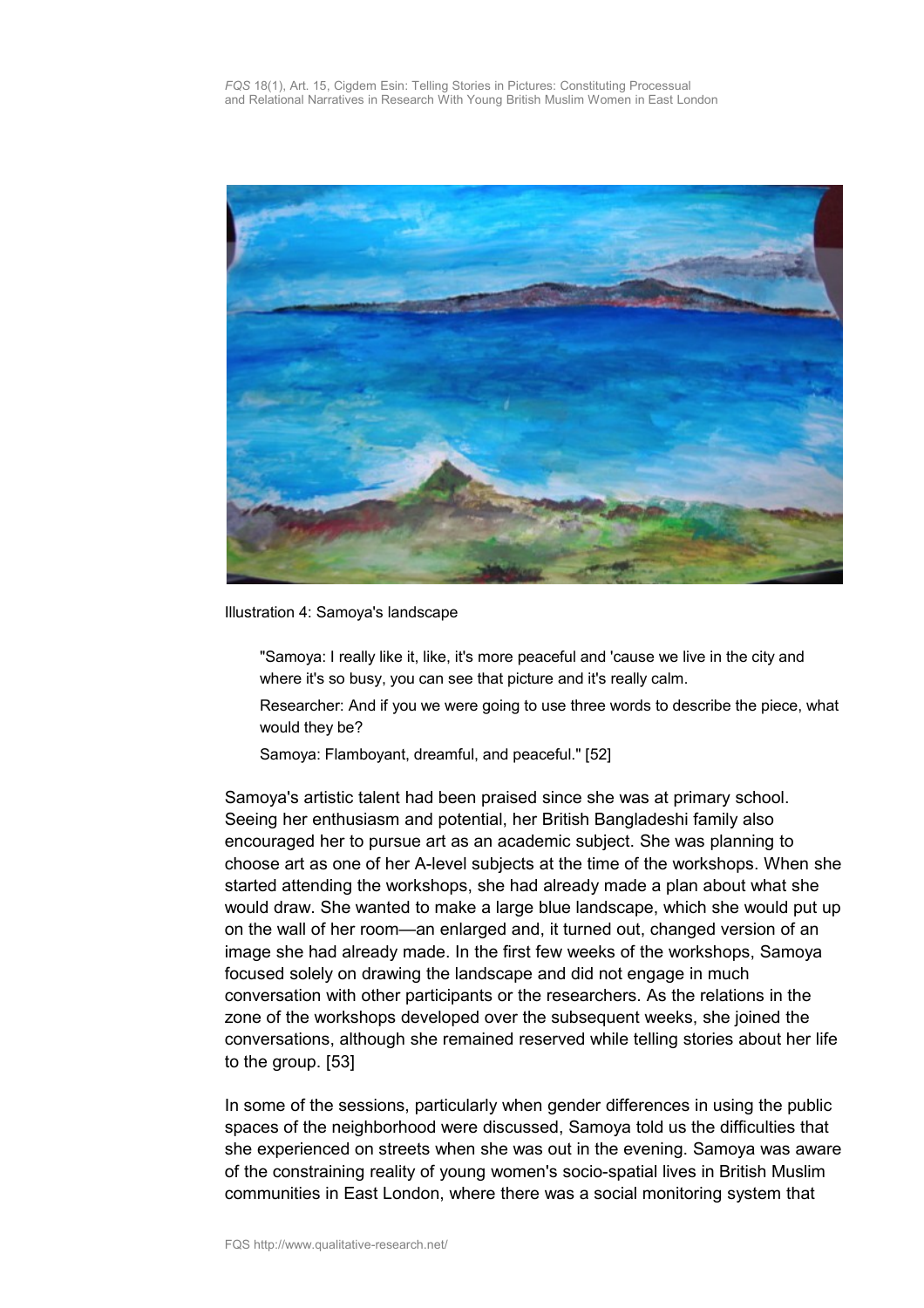Illustration 4: Samoya's landscape

> "Samoya: I really like it, like, it's more peaceful and 'cause we live in the city and where it's so busy, you can see that picture and it's really calm.
>
> Researcher: And if you we were going to use three words to describe the piece, what would they be?
>
> Samoya: Flamboyant, dreamful, and peaceful." [52]

Samoya's artistic talent had been praised since she was at primary school. Seeing her enthusiasm and potential, her British Bangladeshi family also encouraged her to pursue art as an academic subject. She was planning to choose art as one of her A-level subjects at the time of the workshops. When she started attending the workshops, she had already made a plan about what she would draw. She wanted to make a large blue landscape, which she would put up on the wall of her room—an enlarged and, it turned out, changed version of an image she had already made. In the first few weeks of the workshops, Samoya focused solely on drawing the landscape and did not engage in much conversation with other participants or the researchers. As the relations in the zone of the workshops developed over the subsequent weeks, she joined the conversations, although she remained reserved while telling stories about her life to the group. [53]

In some of the sessions, particularly when gender differences in using the public spaces of the neighborhood were discussed, Samoya told us the difficulties that she experienced on streets when she was out in the evening. Samoya was aware of the constraining reality of young women's socio-spatial lives in British Muslim communities in East London, where there was a social monitoring system that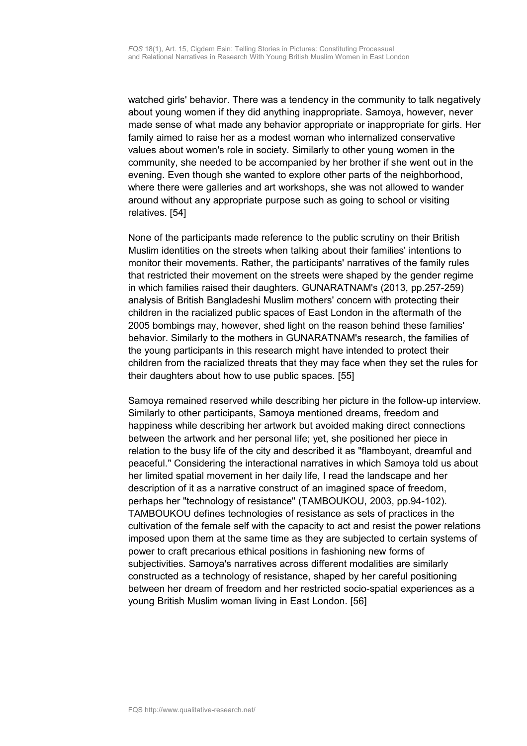watched girls' behavior. There was a tendency in the community to talk negatively about young women if they did anything inappropriate. Samoya, however, never made sense of what made any behavior appropriate or inappropriate for girls. Her family aimed to raise her as a modest woman who internalized conservative values about women's role in society. Similarly to other young women in the community, she needed to be accompanied by her brother if she went out in the evening. Even though she wanted to explore other parts of the neighborhood, where there were galleries and art workshops, she was not allowed to wander around without any appropriate purpose such as going to school or visiting relatives. [54]

None of the participants made reference to the public scrutiny on their British Muslim identities on the streets when talking about their families' intentions to monitor their movements. Rather, the participants' narratives of the family rules that restricted their movement on the streets were shaped by the gender regime in which families raised their daughters. GUNARATNAM's (2013, pp.257-259) analysis of British Bangladeshi Muslim mothers' concern with protecting their children in the racialized public spaces of East London in the aftermath of the 2005 bombings may, however, shed light on the reason behind these families' behavior. Similarly to the mothers in GUNARATNAM's research, the families of the young participants in this research might have intended to protect their children from the racialized threats that they may face when they set the rules for their daughters about how to use public spaces. [55]

Samoya remained reserved while describing her picture in the follow-up interview. Similarly to other participants, Samoya mentioned dreams, freedom and happiness while describing her artwork but avoided making direct connections between the artwork and her personal life; yet, she positioned her piece in relation to the busy life of the city and described it as "flamboyant, dreamful and peaceful." Considering the interactional narratives in which Samoya told us about her limited spatial movement in her daily life, I read the landscape and her description of it as a narrative construct of an imagined space of freedom, perhaps her "technology of resistance" (TAMBOUKOU, 2003, pp.94-102). TAMBOUKOU defines technologies of resistance as sets of practices in the cultivation of the female self with the capacity to act and resist the power relations imposed upon them at the same time as they are subjected to certain systems of power to craft precarious ethical positions in fashioning new forms of subjectivities. Samoya's narratives across different modalities are similarly constructed as a technology of resistance, shaped by her careful positioning between her dream of freedom and her restricted socio-spatial experiences as a young British Muslim woman living in East London. [56]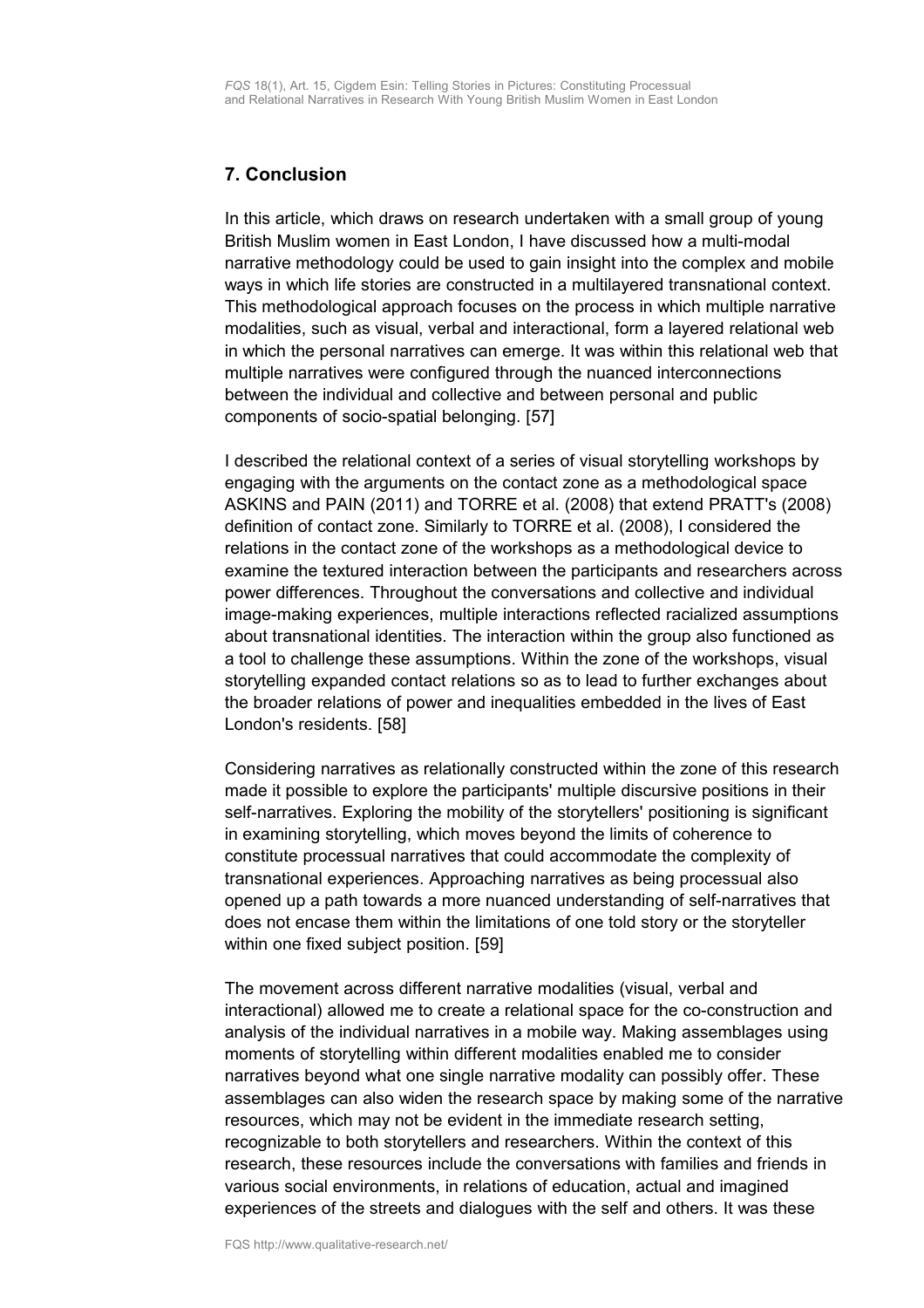## 7. Conclusion

In this article, which draws on research undertaken with a small group of young British Muslim women in East London, I have discussed how a multi-modal narrative methodology could be used to gain insight into the complex and mobile ways in which life stories are constructed in a multilayered transnational context. This methodological approach focuses on the process in which multiple narrative modalities, such as visual, verbal and interactional, form a layered relational web in which the personal narratives can emerge. It was within this relational web that multiple narratives were configured through the nuanced interconnections between the individual and collective and between personal and public components of socio-spatial belonging. [57]

I described the relational context of a series of visual storytelling workshops by engaging with the arguments on the contact zone as a methodological space ASKINS and PAIN (2011) and TORRE et al. (2008) that extend PRATT's (2008) definition of contact zone. Similarly to TORRE et al. (2008), I considered the relations in the contact zone of the workshops as a methodological device to examine the textured interaction between the participants and researchers across power differences. Throughout the conversations and collective and individual image-making experiences, multiple interactions reflected racialized assumptions about transnational identities. The interaction within the group also functioned as a tool to challenge these assumptions. Within the zone of the workshops, visual storytelling expanded contact relations so as to lead to further exchanges about the broader relations of power and inequalities embedded in the lives of East London's residents. [58]

Considering narratives as relationally constructed within the zone of this research made it possible to explore the participants' multiple discursive positions in their self-narratives. Exploring the mobility of the storytellers' positioning is significant in examining storytelling, which moves beyond the limits of coherence to constitute processual narratives that could accommodate the complexity of transnational experiences. Approaching narratives as being processual also opened up a path towards a more nuanced understanding of self-narratives that does not encase them within the limitations of one told story or the storyteller within one fixed subject position. [59]

The movement across different narrative modalities (visual, verbal and interactional) allowed me to create a relational space for the co-construction and analysis of the individual narratives in a mobile way. Making assemblages using moments of storytelling within different modalities enabled me to consider narratives beyond what one single narrative modality can possibly offer. These assemblages can also widen the research space by making some of the narrative resources, which may not be evident in the immediate research setting, recognizable to both storytellers and researchers. Within the context of this research, these resources include the conversations with families and friends in various social environments, in relations of education, actual and imagined experiences of the streets and dialogues with the self and others. It was these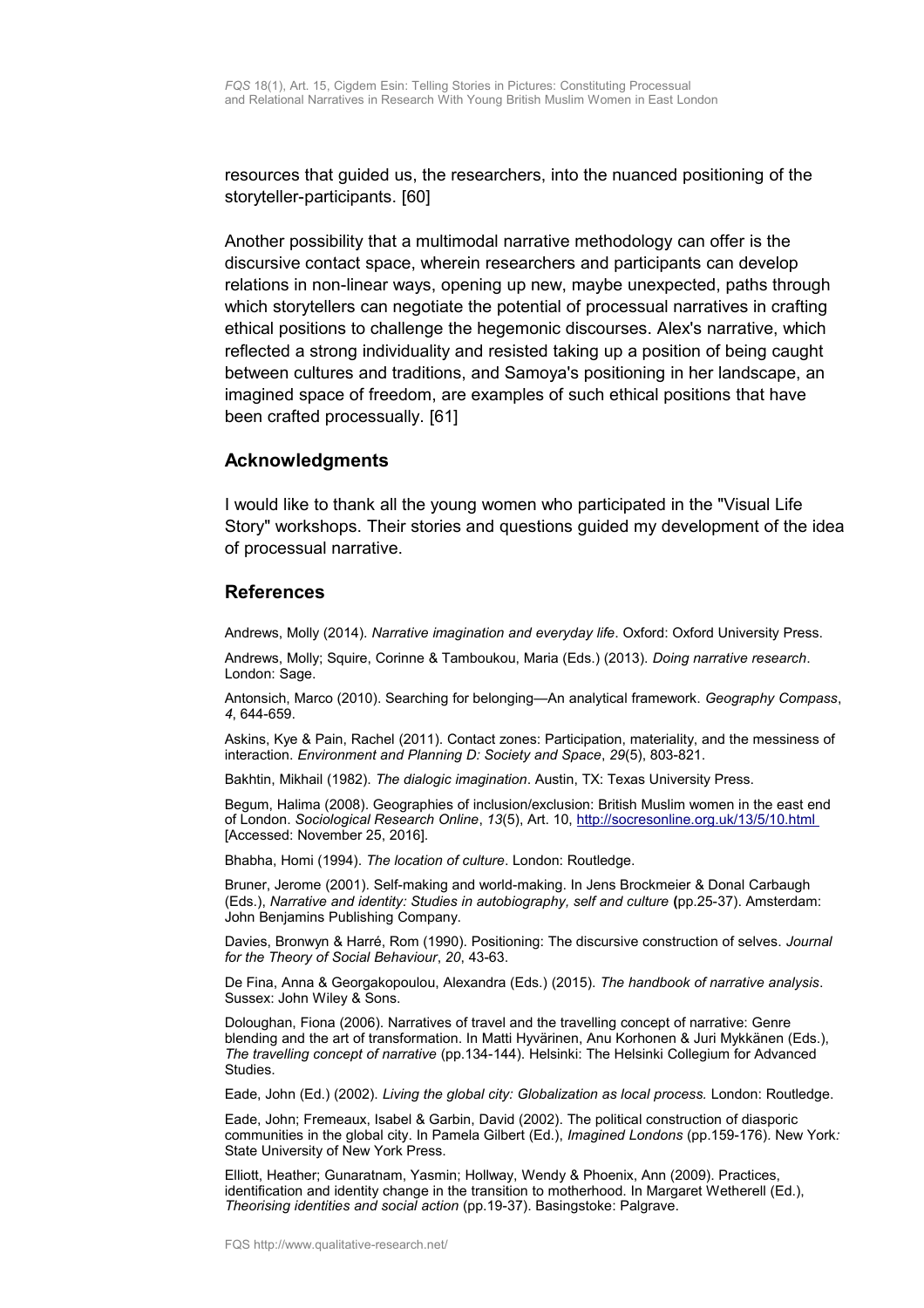resources that guided us, the researchers, into the nuanced positioning of the storyteller-participants. [60]

Another possibility that a multimodal narrative methodology can offer is the discursive contact space, wherein researchers and participants can develop relations in non-linear ways, opening up new, maybe unexpected, paths through which storytellers can negotiate the potential of processual narratives in crafting ethical positions to challenge the hegemonic discourses. Alex's narrative, which reflected a strong individuality and resisted taking up a position of being caught between cultures and traditions, and Samoya's positioning in her landscape, an imagined space of freedom, are examples of such ethical positions that have been crafted processually. [61]

## Acknowledgments

I would like to thank all the young women who participated in the "Visual Life Story" workshops. Their stories and questions guided my development of the idea of processual narrative.

## References

Andrews, Molly (2014). *Narrative imagination and everyday life*. Oxford: Oxford University Press.

Andrews, Molly; Squire, Corinne & Tamboukou, Maria (Eds.) (2013). *Doing narrative research*. London: Sage.

Antonsich, Marco (2010). Searching for belonging—An analytical framework. *Geography Compass*, *4*, 644-659.

Askins, Kye & Pain, Rachel (2011). Contact zones: Participation, materiality, and the messiness of interaction. *Environment and Planning D: Society and Space*, *29*(5), 803-821.

Bakhtin, Mikhail (1982). *The dialogic imagination*. Austin, TX: Texas University Press.

Begum, Halima (2008). Geographies of inclusion/exclusion: British Muslim women in the east end of London. *Sociological Research Online*, *13*(5), Art. 10, http://socresonline.org.uk/13/5/10.html [Accessed: November 25, 2016].

Bhabha, Homi (1994). *The location of culture*. London: Routledge.

Bruner, Jerome (2001). Self-making and world-making. In Jens Brockmeier & Donal Carbaugh (Eds.), *Narrative and identity: Studies in autobiography, self and culture* (pp.25-37). Amsterdam: John Benjamins Publishing Company.

Davies, Bronwyn & Harré, Rom (1990). Positioning: The discursive construction of selves. *Journal for the Theory of Social Behaviour*, *20*, 43-63.

De Fina, Anna & Georgakopoulou, Alexandra (Eds.) (2015). *The handbook of narrative analysis*. Sussex: John Wiley & Sons.

Doloughan, Fiona (2006). Narratives of travel and the travelling concept of narrative: Genre blending and the art of transformation. In Matti Hyvärinen, Anu Korhonen & Juri Mykkänen (Eds.), *The travelling concept of narrative* (pp.134-144). Helsinki: The Helsinki Collegium for Advanced Studies.

Eade, John (Ed.) (2002). *Living the global city: Globalization as local process.* London: Routledge.

Eade, John; Fremeaux, Isabel & Garbin, David (2002). The political construction of diasporic communities in the global city. In Pamela Gilbert (Ed.), *Imagined Londons* (pp.159-176). New York: State University of New York Press.

Elliott, Heather; Gunaratnam, Yasmin; Hollway, Wendy & Phoenix, Ann (2009). Practices, identification and identity change in the transition to motherhood. In Margaret Wetherell (Ed.), *Theorising identities and social action* (pp.19-37). Basingstoke: Palgrave.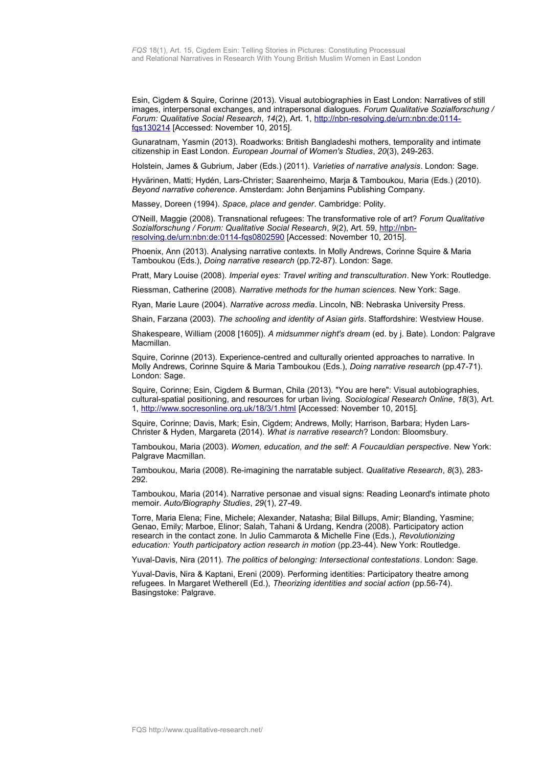Esin, Cigdem & Squire, Corinne (2013). Visual autobiographies in East London: Narratives of still images, interpersonal exchanges, and intrapersonal dialogues. *Forum Qualitative Sozialforschung / Forum: Qualitative Social Research*, *14*(2), Art. 1, http://nbn-resolving.de/urn:nbn:de:0114-fqs130214 [Accessed: November 10, 2015].

Gunaratnam, Yasmin (2013). Roadworks: British Bangladeshi mothers, temporality and intimate citizenship in East London. *European Journal of Women's Studies*, *20*(3), 249-263.

Holstein, James & Gubrium, Jaber (Eds.) (2011). *Varieties of narrative analysis*. London: Sage.

Hyvärinen, Matti; Hydén, Lars-Christer; Saarenheimo, Marja & Tamboukou, Maria (Eds.) (2010). *Beyond narrative coherence*. Amsterdam: John Benjamins Publishing Company.

Massey, Doreen (1994). *Space, place and gender*. Cambridge: Polity.

O'Neill, Maggie (2008). Transnational refugees: The transformative role of art? *Forum Qualitative Sozialforschung / Forum: Qualitative Social Research*, *9*(2), Art. 59, http://nbn-resolving.de/urn:nbn:de:0114-fqs0802590 [Accessed: November 10, 2015].

Phoenix, Ann (2013). Analysing narrative contexts. In Molly Andrews, Corinne Squire & Maria Tamboukou (Eds.), *Doing narrative research* (pp.72-87). London: Sage.

Pratt, Mary Louise (2008). *Imperial eyes: Travel writing and transculturation*. New York: Routledge.

Riessman, Catherine (2008). *Narrative methods for the human sciences.* New York: Sage.

Ryan, Marie Laure (2004). *Narrative across media*. Lincoln, NB: Nebraska University Press.

Shain, Farzana (2003). *The schooling and identity of Asian girls*. Staffordshire: Westview House.

Shakespeare, William (2008 [1605]). *A midsummer night's dream* (ed. by j. Bate). London: Palgrave Macmillan.

Squire, Corinne (2013). Experience-centred and culturally oriented approaches to narrative. In Molly Andrews, Corinne Squire & Maria Tamboukou (Eds.), *Doing narrative research* (pp.47-71). London: Sage.

Squire, Corinne; Esin, Cigdem & Burman, Chila (2013). "You are here": Visual autobiographies, cultural-spatial positioning, and resources for urban living. *Sociological Research Online*, *18*(3), Art. 1, http://www.socresonline.org.uk/18/3/1.html [Accessed: November 10, 2015].

Squire, Corinne; Davis, Mark; Esin, Cigdem; Andrews, Molly; Harrison, Barbara; Hyden Lars-Christer & Hyden, Margareta (2014). *What is narrative research*? London: Bloomsbury.

Tamboukou, Maria (2003). *Women, education, and the self: A Foucauldian perspective*. New York: Palgrave Macmillan.

Tamboukou, Maria (2008). Re-imagining the narratable subject. *Qualitative Research*, *8*(3), 283-292.

Tamboukou, Maria (2014). Narrative personae and visual signs: Reading Leonard's intimate photo memoir. *Auto/Biography Studies*, *29*(1), 27-49.

Torre, Maria Elena; Fine, Michele; Alexander, Natasha; Bilal Billups, Amir; Blanding, Yasmine; Genao, Emily; Marboe, Elinor; Salah, Tahani & Urdang, Kendra (2008). Participatory action research in the contact zone. In Julio Cammarota & Michelle Fine (Eds.), *Revolutionizing education: Youth participatory action research in motion* (pp.23-44). New York: Routledge.

Yuval-Davis, Nira (2011). *The politics of belonging: Intersectional contestations*. London: Sage.

Yuval-Davis, Nira & Kaptani, Ereni (2009). Performing identities: Participatory theatre among refugees. In Margaret Wetherell (Ed.), *Theorizing identities and social action* (pp.56-74). Basingstoke: Palgrave.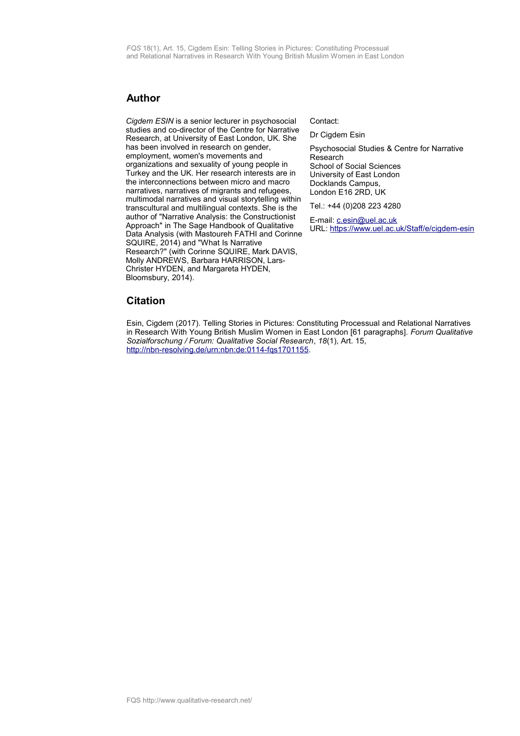## Author

*Cigdem ESIN* is a senior lecturer in psychosocial studies and co-director of the Centre for Narrative Research, at University of East London, UK. She has been involved in research on gender, employment, women's movements and organizations and sexuality of young people in Turkey and the UK. Her research interests are in the interconnections between micro and macro narratives, narratives of migrants and refugees, multimodal narratives and visual storytelling within transcultural and multilingual contexts. She is the author of "Narrative Analysis: the Constructionist Approach" in The Sage Handbook of Qualitative Data Analysis (with Mastoureh FATHI and Corinne SQUIRE, 2014) and "What Is Narrative Research?" (with Corinne SQUIRE, Mark DAVIS, Molly ANDREWS, Barbara HARRISON, Lars-Christer HYDEN, and Margareta HYDEN, Bloomsbury, 2014).

Contact:

Dr Cigdem Esin

Psychosocial Studies & Centre for Narrative Research
School of Social Sciences
University of East London
Docklands Campus,
London E16 2RD, UK

Tel.: +44 (0)208 223 4280

E-mail: c.esin@uel.ac.uk
URL: https://www.uel.ac.uk/Staff/e/cigdem-esin

## Citation

Esin, Cigdem (2017). Telling Stories in Pictures: Constituting Processual and Relational Narratives in Research With Young British Muslim Women in East London [61 paragraphs]. *Forum Qualitative Sozialforschung / Forum: Qualitative Social Research*, *18*(1), Art. 15, http://nbn-resolving.de/urn:nbn:de:0114-fqs1701155.